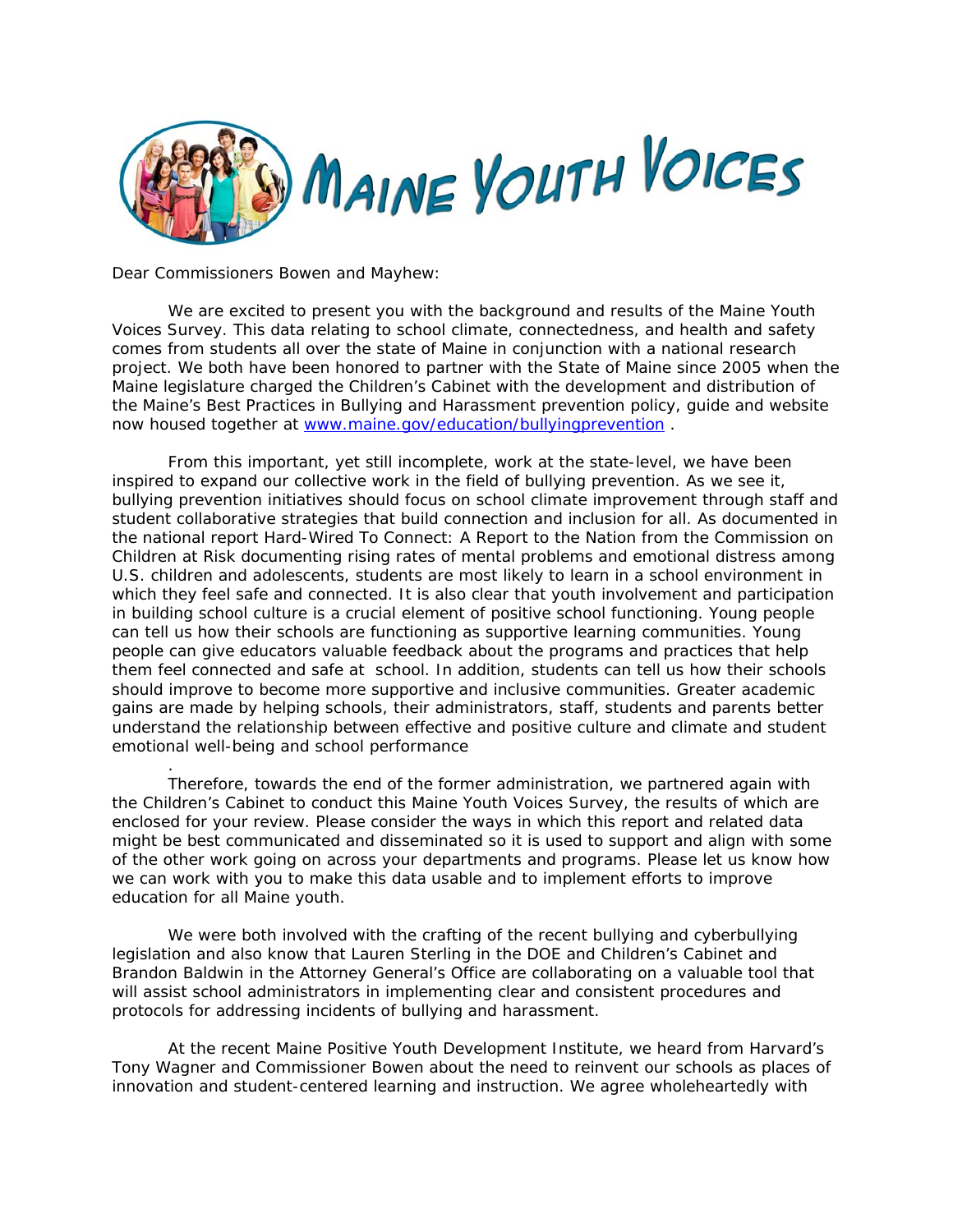# MAINE YOUTH VOICES

Dear Commissioners Bowen and Mayhew:

We are excited to present you with the background and results of the Maine Youth Voices Survey. This data relating to school climate, connectedness, and health and safety comes from students all over the state of Maine in conjunction with a national research project. We both have been honored to partner with the State of Maine since 2005 when the Maine legislature charged the Children's Cabinet with the development and distribution of the Maine's Best Practices in Bullying and Harassment prevention policy, guide and website now housed together at www.maine.gov/education/bullyingprevention .

From this important, yet still incomplete, work at the state-level, we have been inspired to expand our collective work in the field of bullying prevention. As we see it, bullying prevention initiatives should focus on school climate improvement through staff and student collaborative strategies that build connection and inclusion for all. As documented in the national report Hard-Wired To Connect: A Report to the Nation from the Commission on Children at Risk documenting rising rates of mental problems and emotional distress among U.S. children and adolescents, students are most likely to learn in a school environment in which they feel safe and connected. It is also clear that youth involvement and participation in building school culture is a crucial element of positive school functioning. Young people can tell us how their schools are functioning as supportive learning communities. Young people can give educators valuable feedback about the programs and practices that help them feel connected and safe at school. In addition, students can tell us how their schools should improve to become more supportive and inclusive communities. Greater academic gains are made by helping schools, their administrators, staff, students and parents better understand the relationship between effective and positive culture and climate and student emotional well-being and school performance

.

Therefore, towards the end of the former administration, we partnered again with the Children's Cabinet to conduct this Maine Youth Voices Survey, the results of which are enclosed for your review. Please consider the ways in which this report and related data might be best communicated and disseminated so it is used to support and align with some of the other work going on across your departments and programs. Please let us know how we can work with you to make this data usable and to implement efforts to improve education for all Maine youth.

We were both involved with the crafting of the recent bullying and cyberbullying legislation and also know that Lauren Sterling in the DOE and Children's Cabinet and Brandon Baldwin in the Attorney General's Office are collaborating on a valuable tool that will assist school administrators in implementing clear and consistent procedures and protocols for addressing incidents of bullying and harassment.

At the recent Maine Positive Youth Development Institute, we heard from Harvard's Tony Wagner and Commissioner Bowen about the need to reinvent our schools as places of innovation and student-centered learning and instruction. We agree wholeheartedly with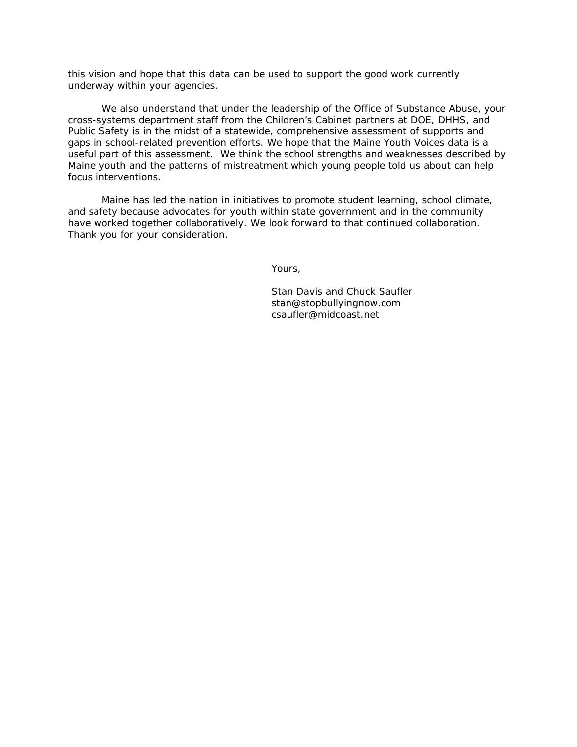this vision and hope that this data can be used to support the good work currently underway within your agencies.

We also understand that under the leadership of the Office of Substance Abuse, your cross-systems department staff from the Children's Cabinet partners at DOE, DHHS, and Public Safety is in the midst of a statewide, comprehensive assessment of supports and gaps in school-related prevention efforts. We hope that the Maine Youth Voices data is a useful part of this assessment. We think the school strengths and weaknesses described by Maine youth and the patterns of mistreatment which young people told us about can help focus interventions.

Maine has led the nation in initiatives to promote student learning, school climate, and safety because advocates for youth within state government and in the community have worked together collaboratively. We look forward to that continued collaboration. Thank you for your consideration.

Yours,

Stan Davis and Chuck Saufler
stan@stopbullyingnow.com
csaufler@midcoast.net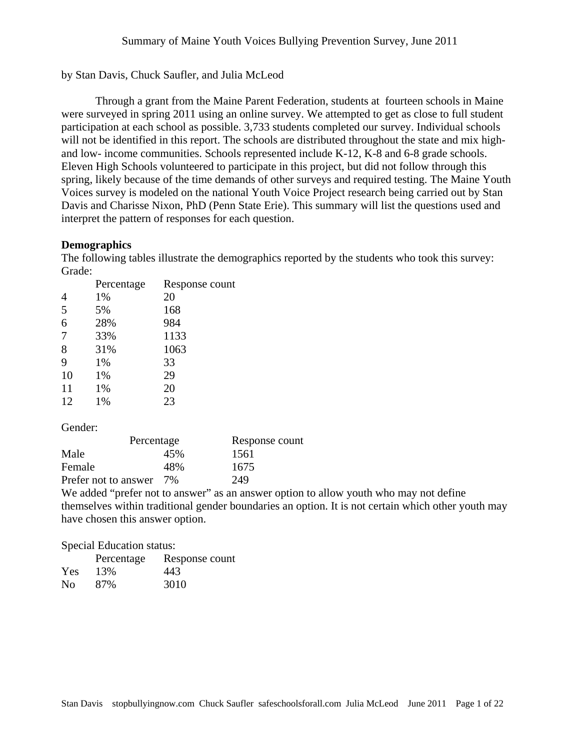# Summary of Maine Youth Voices Bullying Prevention Survey, June 2011

by Stan Davis, Chuck Saufler, and Julia McLeod

Through a grant from the Maine Parent Federation, students at fourteen schools in Maine were surveyed in spring 2011 using an online survey. We attempted to get as close to full student participation at each school as possible. 3,733 students completed our survey. Individual schools will not be identified in this report. The schools are distributed throughout the state and mix high- and low- income communities. Schools represented include K-12, K-8 and 6-8 grade schools. Eleven High Schools volunteered to participate in this project, but did not follow through this spring, likely because of the time demands of other surveys and required testing. The Maine Youth Voices survey is modeled on the national Youth Voice Project research being carried out by Stan Davis and Charisse Nixon, PhD (Penn State Erie). This summary will list the questions used and interpret the pattern of responses for each question.

**Demographics**

The following tables illustrate the demographics reported by the students who took this survey:

Grade:

| | Percentage | Response count |
|---|---|---|
| 4 | 1% | 20 |
| 5 | 5% | 168 |
| 6 | 28% | 984 |
| 7 | 33% | 1133 |
| 8 | 31% | 1063 |
| 9 | 1% | 33 |
| 10 | 1% | 29 |
| 11 | 1% | 20 |
| 12 | 1% | 23 |

Gender:

| | Percentage | Response count |
|---|---|---|
| Male | 45% | 1561 |
| Female | 48% | 1675 |
| Prefer not to answer | 7% | 249 |

We added "prefer not to answer" as an answer option to allow youth who may not define themselves within traditional gender boundaries an option. It is not certain which other youth may have chosen this answer option.

Special Education status:

| | Percentage | Response count |
|---|---|---|
| Yes | 13% | 443 |
| No | 87% | 3010 |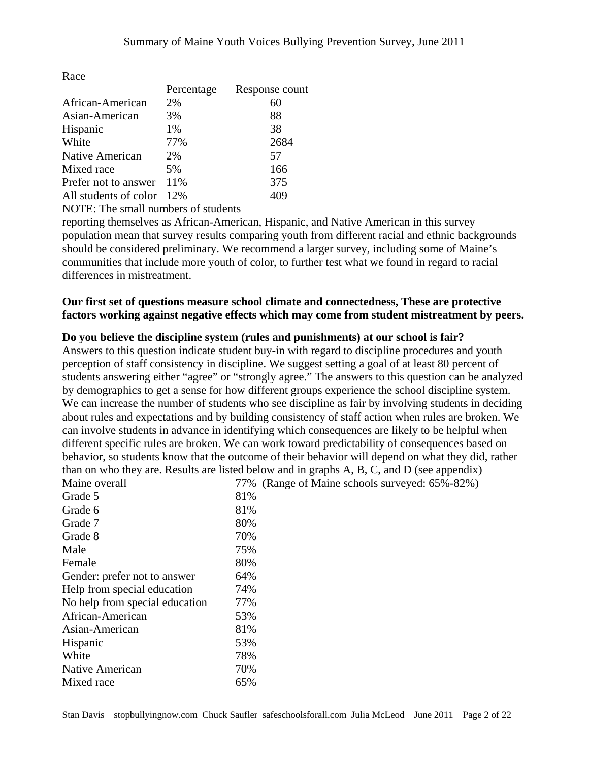Race

| | Percentage | Response count |
|---|---|---|
| African-American | 2% | 60 |
| Asian-American | 3% | 88 |
| Hispanic | 1% | 38 |
| White | 77% | 2684 |
| Native American | 2% | 57 |
| Mixed race | 5% | 166 |
| Prefer not to answer | 11% | 375 |
| All students of color | 12% | 409 |

NOTE: The small numbers of students reporting themselves as African-American, Hispanic, and Native American in this survey population mean that survey results comparing youth from different racial and ethnic backgrounds should be considered preliminary. We recommend a larger survey, including some of Maine's communities that include more youth of color, to further test what we found in regard to racial differences in mistreatment.

**Our first set of questions measure school climate and connectedness, These are protective factors working against negative effects which may come from student mistreatment by peers.**

**Do you believe the discipline system (rules and punishments) at our school is fair?**

Answers to this question indicate student buy-in with regard to discipline procedures and youth perception of staff consistency in discipline. We suggest setting a goal of at least 80 percent of students answering either "agree" or "strongly agree." The answers to this question can be analyzed by demographics to get a sense for how different groups experience the school discipline system. We can increase the number of students who see discipline as fair by involving students in deciding about rules and expectations and by building consistency of staff action when rules are broken. We can involve students in advance in identifying which consequences are likely to be helpful when different specific rules are broken. We can work toward predictability of consequences based on behavior, so students know that the outcome of their behavior will depend on what they did, rather than on who they are. Results are listed below and in graphs A, B, C, and D (see appendix)

| | |
|---|---|
| Maine overall | 77% (Range of Maine schools surveyed: 65%-82%) |
| Grade 5 | 81% |
| Grade 6 | 81% |
| Grade 7 | 80% |
| Grade 8 | 70% |
| Male | 75% |
| Female | 80% |
| Gender: prefer not to answer | 64% |
| Help from special education | 74% |
| No help from special education | 77% |
| African-American | 53% |
| Asian-American | 81% |
| Hispanic | 53% |
| White | 78% |
| Native American | 70% |
| Mixed race | 65% |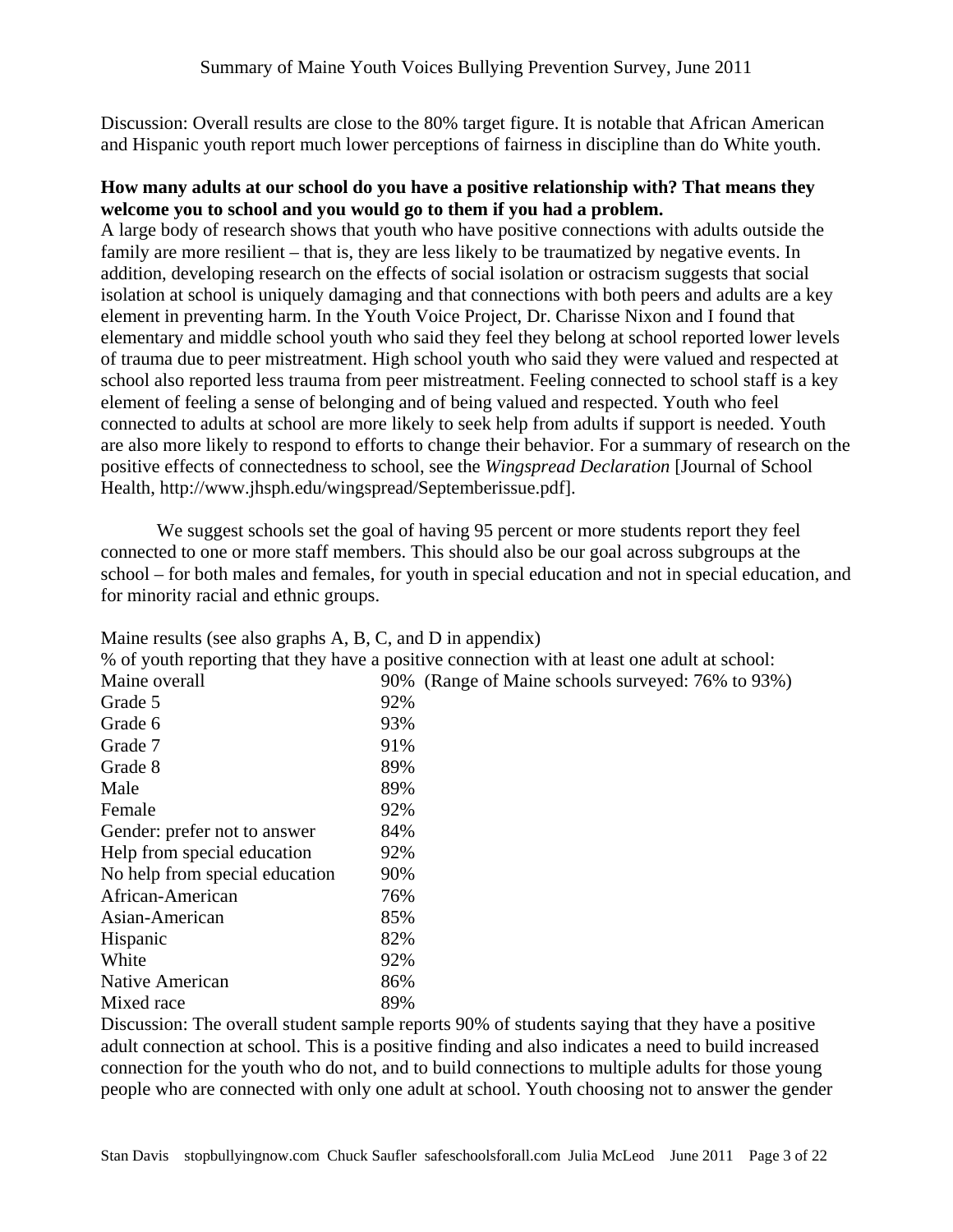Discussion: Overall results are close to the 80% target figure. It is notable that African American and Hispanic youth report much lower perceptions of fairness in discipline than do White youth.

**How many adults at our school do you have a positive relationship with? That means they welcome you to school and you would go to them if you had a problem.**

A large body of research shows that youth who have positive connections with adults outside the family are more resilient – that is, they are less likely to be traumatized by negative events. In addition, developing research on the effects of social isolation or ostracism suggests that social isolation at school is uniquely damaging and that connections with both peers and adults are a key element in preventing harm. In the Youth Voice Project, Dr. Charisse Nixon and I found that elementary and middle school youth who said they feel they belong at school reported lower levels of trauma due to peer mistreatment. High school youth who said they were valued and respected at school also reported less trauma from peer mistreatment. Feeling connected to school staff is a key element of feeling a sense of belonging and of being valued and respected. Youth who feel connected to adults at school are more likely to seek help from adults if support is needed. Youth are also more likely to respond to efforts to change their behavior. For a summary of research on the positive effects of connectedness to school, see the *Wingspread Declaration* [Journal of School Health, http://www.jhsph.edu/wingspread/Septemberissue.pdf].

We suggest schools set the goal of having 95 percent or more students report they feel connected to one or more staff members. This should also be our goal across subgroups at the school – for both males and females, for youth in special education and not in special education, and for minority racial and ethnic groups.

Maine results (see also graphs A, B, C, and D in appendix)

% of youth reporting that they have a positive connection with at least one adult at school:

| | |
|---|---|
| Maine overall | 90% (Range of Maine schools surveyed: 76% to 93%) |
| Grade 5 | 92% |
| Grade 6 | 93% |
| Grade 7 | 91% |
| Grade 8 | 89% |
| Male | 89% |
| Female | 92% |
| Gender: prefer not to answer | 84% |
| Help from special education | 92% |
| No help from special education | 90% |
| African-American | 76% |
| Asian-American | 85% |
| Hispanic | 82% |
| White | 92% |
| Native American | 86% |
| Mixed race | 89% |

Discussion: The overall student sample reports 90% of students saying that they have a positive adult connection at school. This is a positive finding and also indicates a need to build increased connection for the youth who do not, and to build connections to multiple adults for those young people who are connected with only one adult at school. Youth choosing not to answer the gender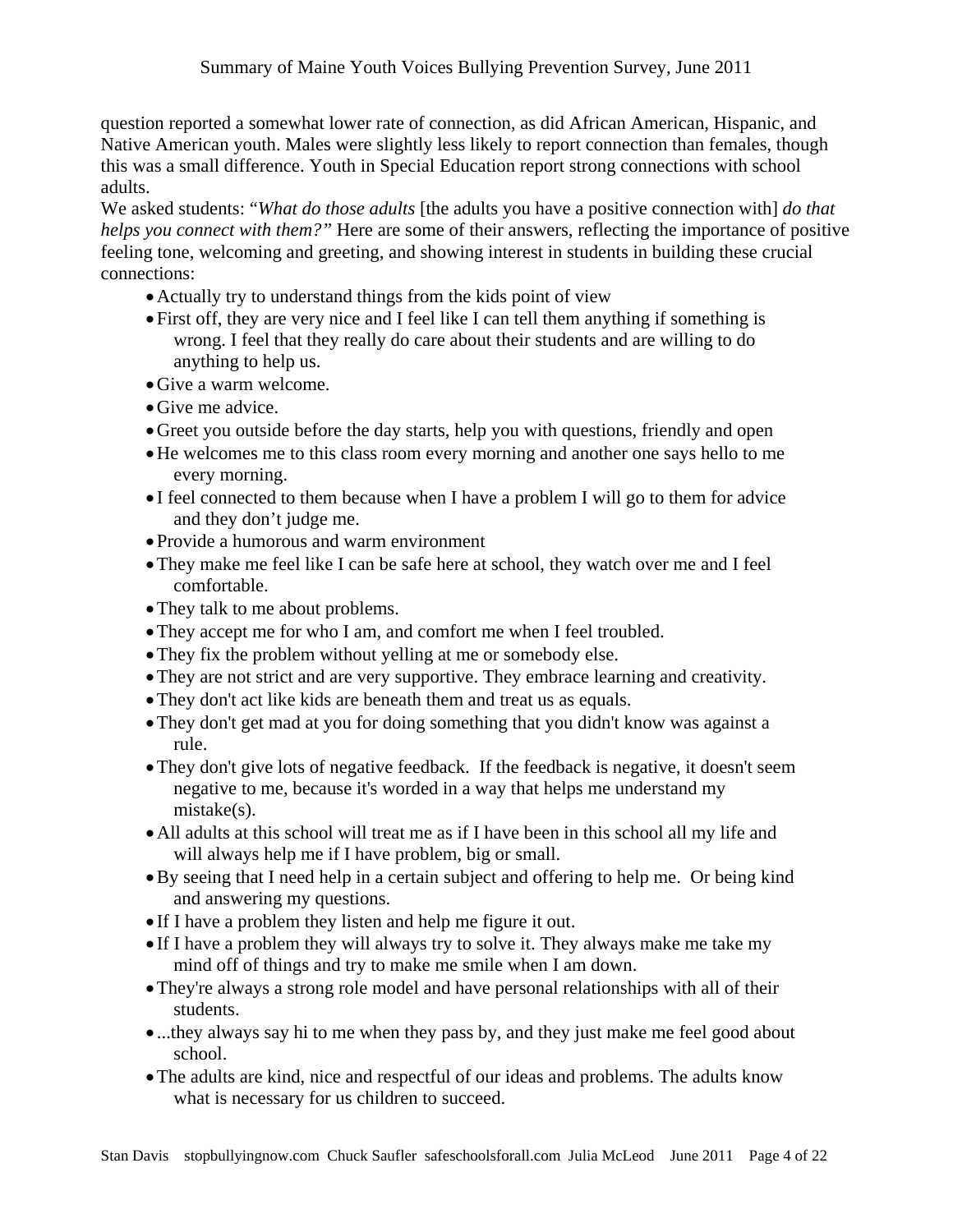question reported a somewhat lower rate of connection, as did African American, Hispanic, and Native American youth. Males were slightly less likely to report connection than females, though this was a small difference. Youth in Special Education report strong connections with school adults.

We asked students: "*What do those adults* [the adults you have a positive connection with] *do that helps you connect with them?"* Here are some of their answers, reflecting the importance of positive feeling tone, welcoming and greeting, and showing interest in students in building these crucial connections:

- Actually try to understand things from the kids point of view
- First off, they are very nice and I feel like I can tell them anything if something is wrong. I feel that they really do care about their students and are willing to do anything to help us.
- Give a warm welcome.
- Give me advice.
- Greet you outside before the day starts, help you with questions, friendly and open
- He welcomes me to this class room every morning and another one says hello to me every morning.
- I feel connected to them because when I have a problem I will go to them for advice and they don't judge me.
- Provide a humorous and warm environment
- They make me feel like I can be safe here at school, they watch over me and I feel comfortable.
- They talk to me about problems.
- They accept me for who I am, and comfort me when I feel troubled.
- They fix the problem without yelling at me or somebody else.
- They are not strict and are very supportive. They embrace learning and creativity.
- They don't act like kids are beneath them and treat us as equals.
- They don't get mad at you for doing something that you didn't know was against a rule.
- They don't give lots of negative feedback. If the feedback is negative, it doesn't seem negative to me, because it's worded in a way that helps me understand my mistake(s).
- All adults at this school will treat me as if I have been in this school all my life and will always help me if I have problem, big or small.
- By seeing that I need help in a certain subject and offering to help me. Or being kind and answering my questions.
- If I have a problem they listen and help me figure it out.
- If I have a problem they will always try to solve it. They always make me take my mind off of things and try to make me smile when I am down.
- They're always a strong role model and have personal relationships with all of their students.
- ...they always say hi to me when they pass by, and they just make me feel good about school.
- The adults are kind, nice and respectful of our ideas and problems. The adults know what is necessary for us children to succeed.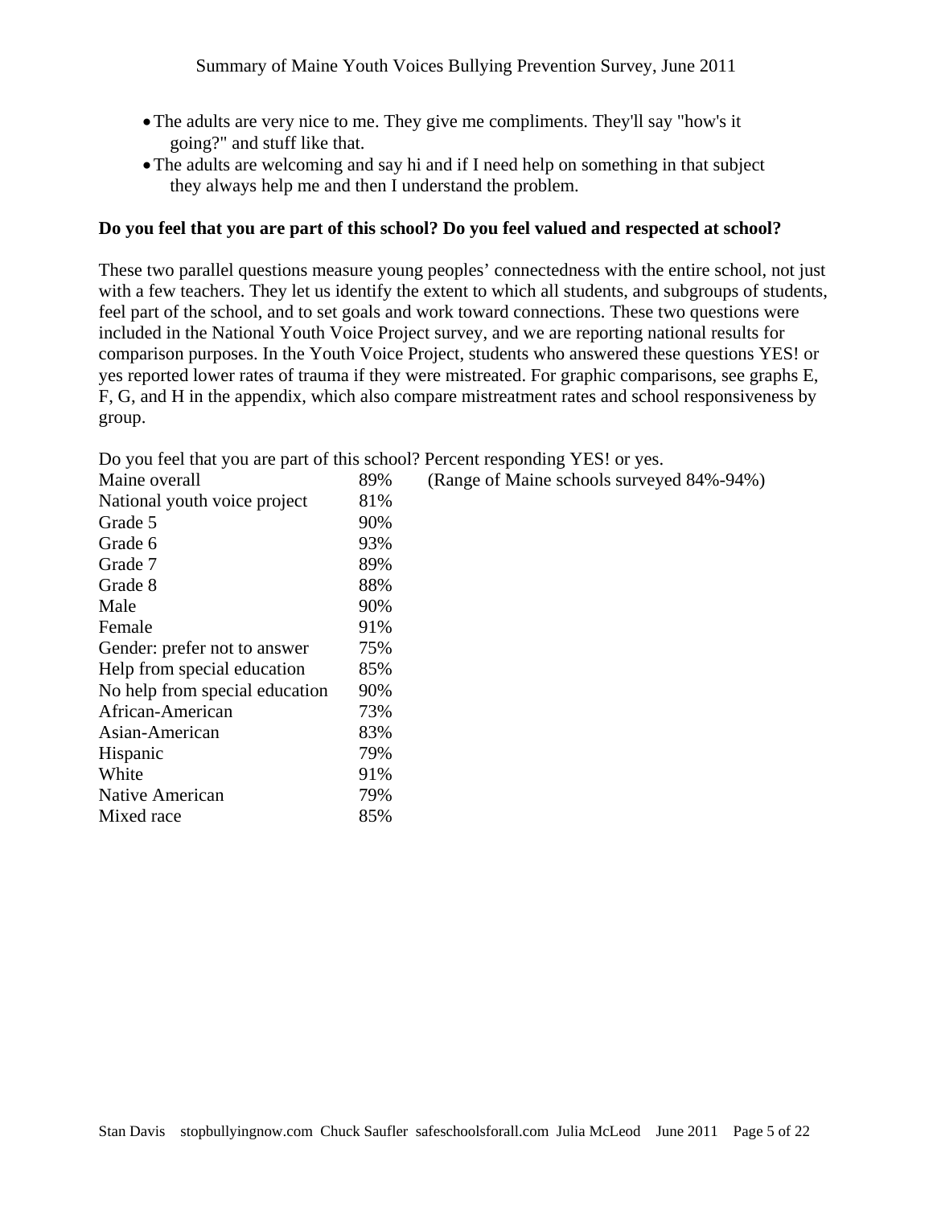- The adults are very nice to me. They give me compliments. They'll say "how's it going?" and stuff like that.
- The adults are welcoming and say hi and if I need help on something in that subject they always help me and then I understand the problem.

**Do you feel that you are part of this school? Do you feel valued and respected at school?**

These two parallel questions measure young peoples' connectedness with the entire school, not just with a few teachers. They let us identify the extent to which all students, and subgroups of students, feel part of the school, and to set goals and work toward connections. These two questions were included in the National Youth Voice Project survey, and we are reporting national results for comparison purposes. In the Youth Voice Project, students who answered these questions YES! or yes reported lower rates of trauma if they were mistreated. For graphic comparisons, see graphs E, F, G, and H in the appendix, which also compare mistreatment rates and school responsiveness by group.

Do you feel that you are part of this school? Percent responding YES! or yes.

| | | |
|---|---|---|
| Maine overall | 89% | (Range of Maine schools surveyed 84%-94%) |
| National youth voice project | 81% | |
| Grade 5 | 90% | |
| Grade 6 | 93% | |
| Grade 7 | 89% | |
| Grade 8 | 88% | |
| Male | 90% | |
| Female | 91% | |
| Gender: prefer not to answer | 75% | |
| Help from special education | 85% | |
| No help from special education | 90% | |
| African-American | 73% | |
| Asian-American | 83% | |
| Hispanic | 79% | |
| White | 91% | |
| Native American | 79% | |
| Mixed race | 85% | |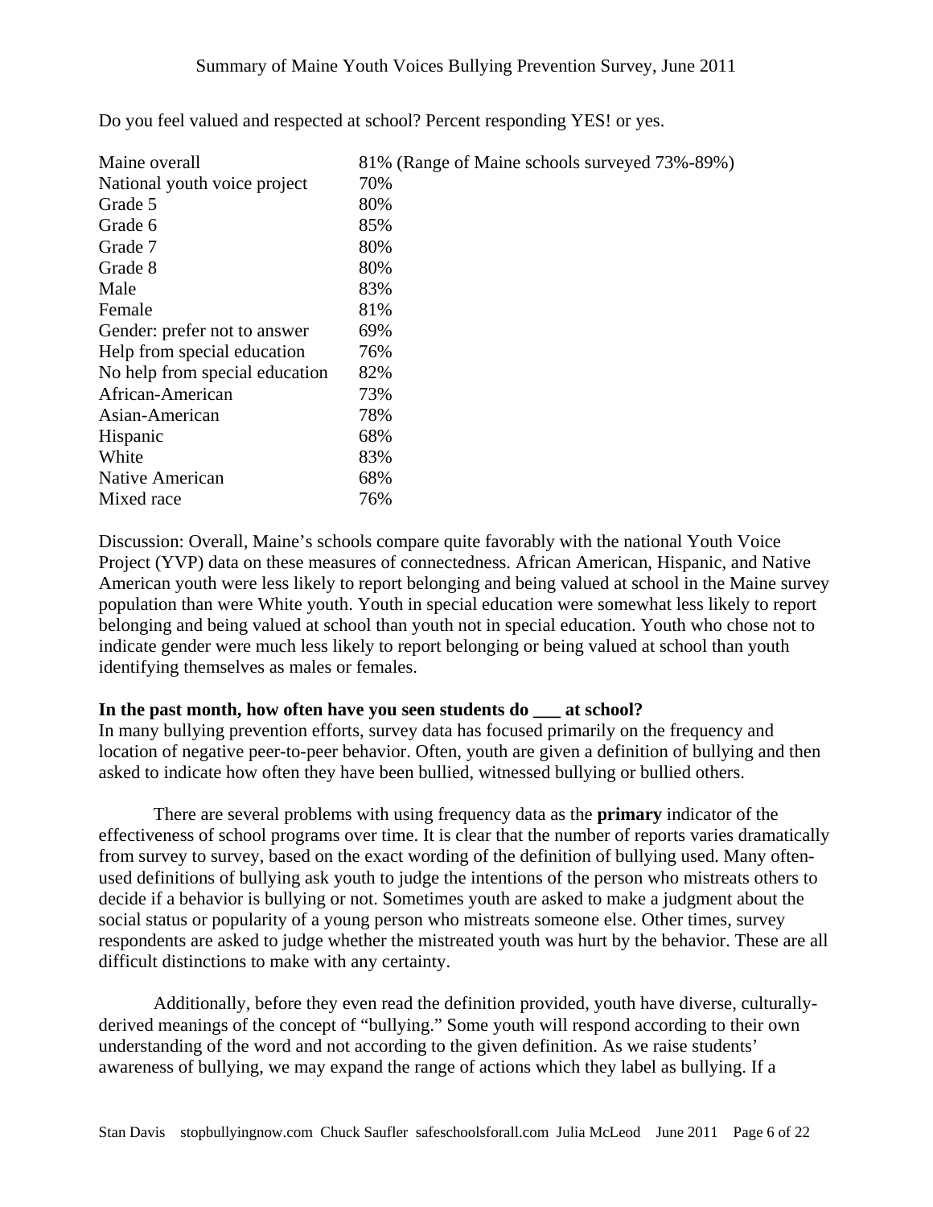Do you feel valued and respected at school? Percent responding YES! or yes.

| | |
|---|---|
| Maine overall | 81% (Range of Maine schools surveyed 73%-89%) |
| National youth voice project | 70% |
| Grade 5 | 80% |
| Grade 6 | 85% |
| Grade 7 | 80% |
| Grade 8 | 80% |
| Male | 83% |
| Female | 81% |
| Gender: prefer not to answer | 69% |
| Help from special education | 76% |
| No help from special education | 82% |
| African-American | 73% |
| Asian-American | 78% |
| Hispanic | 68% |
| White | 83% |
| Native American | 68% |
| Mixed race | 76% |

Discussion: Overall, Maine's schools compare quite favorably with the national Youth Voice Project (YVP) data on these measures of connectedness. African American, Hispanic, and Native American youth were less likely to report belonging and being valued at school in the Maine survey population than were White youth. Youth in special education were somewhat less likely to report belonging and being valued at school than youth not in special education. Youth who chose not to indicate gender were much less likely to report belonging or being valued at school than youth identifying themselves as males or females.

**In the past month, how often have you seen students do ___ at school?**

In many bullying prevention efforts, survey data has focused primarily on the frequency and location of negative peer-to-peer behavior. Often, youth are given a definition of bullying and then asked to indicate how often they have been bullied, witnessed bullying or bullied others.

There are several problems with using frequency data as the **primary** indicator of the effectiveness of school programs over time. It is clear that the number of reports varies dramatically from survey to survey, based on the exact wording of the definition of bullying used. Many often-used definitions of bullying ask youth to judge the intentions of the person who mistreats others to decide if a behavior is bullying or not. Sometimes youth are asked to make a judgment about the social status or popularity of a young person who mistreats someone else. Other times, survey respondents are asked to judge whether the mistreated youth was hurt by the behavior. These are all difficult distinctions to make with any certainty.

Additionally, before they even read the definition provided, youth have diverse, culturally-derived meanings of the concept of "bullying." Some youth will respond according to their own understanding of the word and not according to the given definition. As we raise students' awareness of bullying, we may expand the range of actions which they label as bullying. If a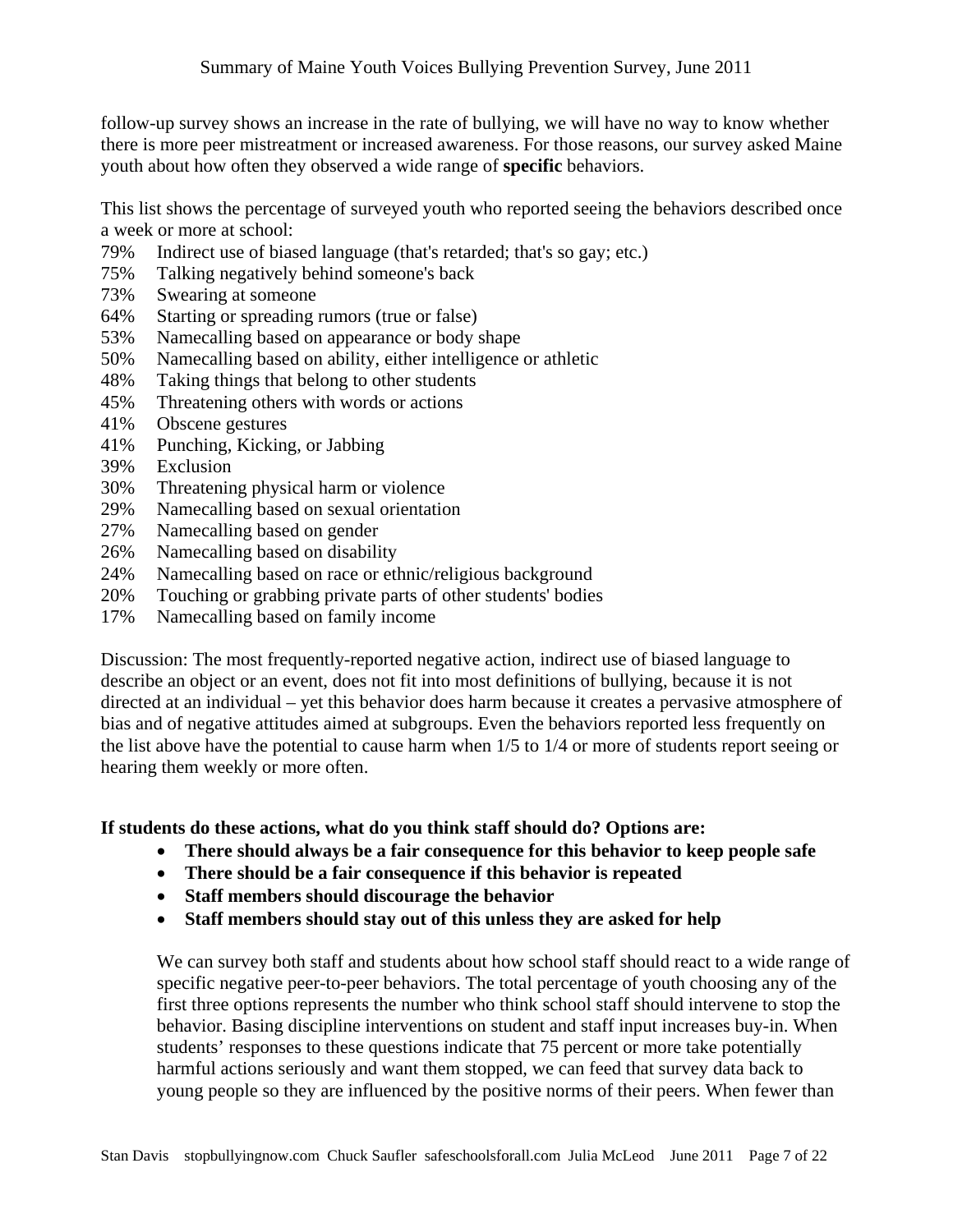follow-up survey shows an increase in the rate of bullying, we will have no way to know whether there is more peer mistreatment or increased awareness. For those reasons, our survey asked Maine youth about how often they observed a wide range of **specific** behaviors.

This list shows the percentage of surveyed youth who reported seeing the behaviors described once a week or more at school:

79% Indirect use of biased language (that's retarded; that's so gay; etc.)
75% Talking negatively behind someone's back
73% Swearing at someone
64% Starting or spreading rumors (true or false)
53% Namecalling based on appearance or body shape
50% Namecalling based on ability, either intelligence or athletic
48% Taking things that belong to other students
45% Threatening others with words or actions
41% Obscene gestures
41% Punching, Kicking, or Jabbing
39% Exclusion
30% Threatening physical harm or violence
29% Namecalling based on sexual orientation
27% Namecalling based on gender
26% Namecalling based on disability
24% Namecalling based on race or ethnic/religious background
20% Touching or grabbing private parts of other students' bodies
17% Namecalling based on family income

Discussion: The most frequently-reported negative action, indirect use of biased language to describe an object or an event, does not fit into most definitions of bullying, because it is not directed at an individual – yet this behavior does harm because it creates a pervasive atmosphere of bias and of negative attitudes aimed at subgroups. Even the behaviors reported less frequently on the list above have the potential to cause harm when 1/5 to 1/4 or more of students report seeing or hearing them weekly or more often.

**If students do these actions, what do you think staff should do? Options are:**

- **There should always be a fair consequence for this behavior to keep people safe**
- **There should be a fair consequence if this behavior is repeated**
- **Staff members should discourage the behavior**
- **Staff members should stay out of this unless they are asked for help**

We can survey both staff and students about how school staff should react to a wide range of specific negative peer-to-peer behaviors. The total percentage of youth choosing any of the first three options represents the number who think school staff should intervene to stop the behavior. Basing discipline interventions on student and staff input increases buy-in. When students' responses to these questions indicate that 75 percent or more take potentially harmful actions seriously and want them stopped, we can feed that survey data back to young people so they are influenced by the positive norms of their peers. When fewer than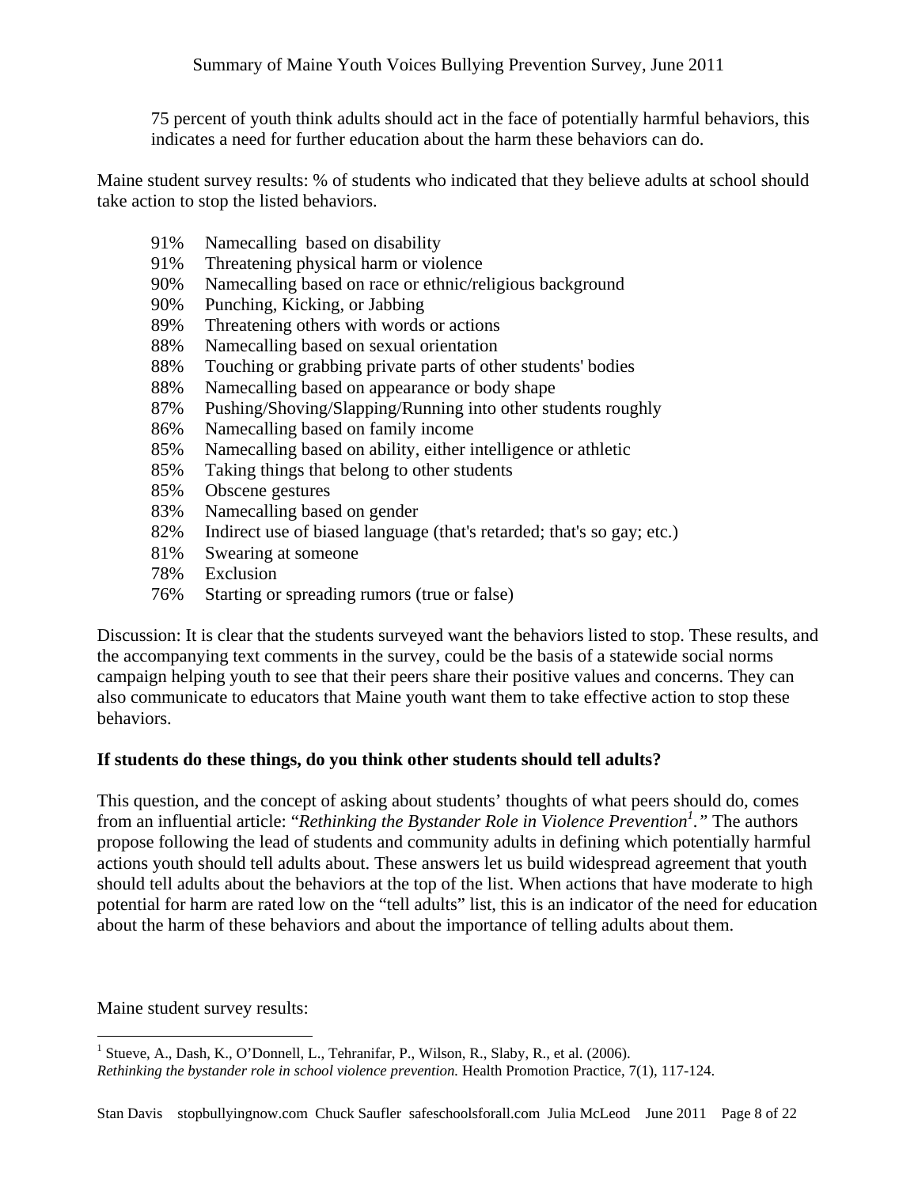75 percent of youth think adults should act in the face of potentially harmful behaviors, this indicates a need for further education about the harm these behaviors can do.

Maine student survey results: % of students who indicated that they believe adults at school should take action to stop the listed behaviors.

- 91% Namecalling based on disability
- 91% Threatening physical harm or violence
- 90% Namecalling based on race or ethnic/religious background
- 90% Punching, Kicking, or Jabbing
- 89% Threatening others with words or actions
- 88% Namecalling based on sexual orientation
- 88% Touching or grabbing private parts of other students' bodies
- 88% Namecalling based on appearance or body shape
- 87% Pushing/Shoving/Slapping/Running into other students roughly
- 86% Namecalling based on family income
- 85% Namecalling based on ability, either intelligence or athletic
- 85% Taking things that belong to other students
- 85% Obscene gestures
- 83% Namecalling based on gender
- 82% Indirect use of biased language (that's retarded; that's so gay; etc.)
- 81% Swearing at someone
- 78% Exclusion
- 76% Starting or spreading rumors (true or false)

Discussion: It is clear that the students surveyed want the behaviors listed to stop. These results, and the accompanying text comments in the survey, could be the basis of a statewide social norms campaign helping youth to see that their peers share their positive values and concerns. They can also communicate to educators that Maine youth want them to take effective action to stop these behaviors.

**If students do these things, do you think other students should tell adults?**

This question, and the concept of asking about students' thoughts of what peers should do, comes from an influential article: "*Rethinking the Bystander Role in Violence Prevention*[1]*.*" The authors propose following the lead of students and community adults in defining which potentially harmful actions youth should tell adults about. These answers let us build widespread agreement that youth should tell adults about the behaviors at the top of the list. When actions that have moderate to high potential for harm are rated low on the "tell adults" list, this is an indicator of the need for education about the harm of these behaviors and about the importance of telling adults about them.

Maine student survey results:

[1] Stueve, A., Dash, K., O'Donnell, L., Tehranifar, P., Wilson, R., Slaby, R., et al. (2006). *Rethinking the bystander role in school violence prevention.* Health Promotion Practice, 7(1), 117-124.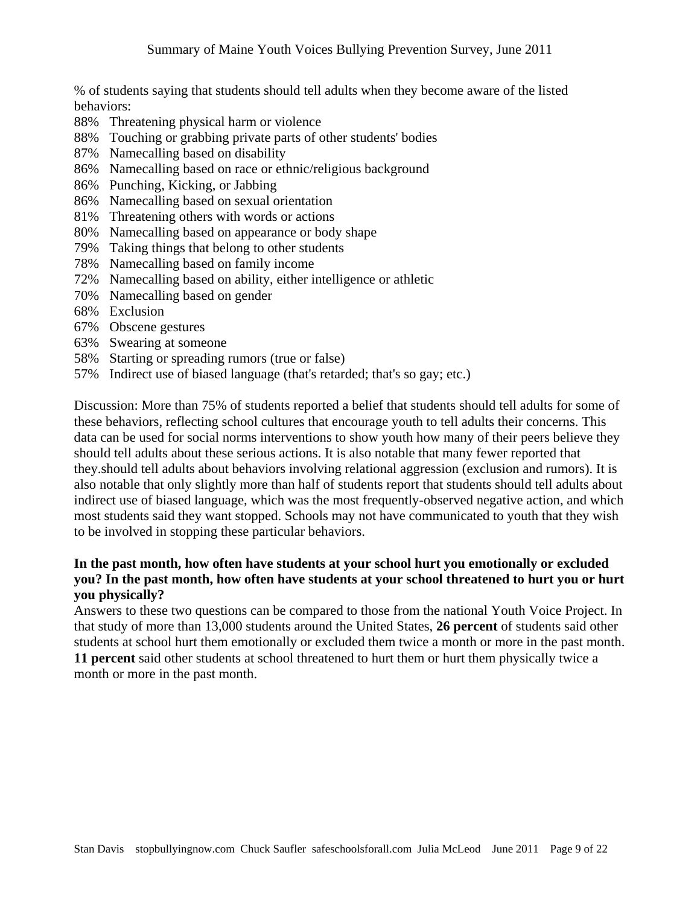% of students saying that students should tell adults when they become aware of the listed behaviors:

88% Threatening physical harm or violence
88% Touching or grabbing private parts of other students' bodies
87% Namecalling based on disability
86% Namecalling based on race or ethnic/religious background
86% Punching, Kicking, or Jabbing
86% Namecalling based on sexual orientation
81% Threatening others with words or actions
80% Namecalling based on appearance or body shape
79% Taking things that belong to other students
78% Namecalling based on family income
72% Namecalling based on ability, either intelligence or athletic
70% Namecalling based on gender
68% Exclusion
67% Obscene gestures
63% Swearing at someone
58% Starting or spreading rumors (true or false)
57% Indirect use of biased language (that's retarded; that's so gay; etc.)

Discussion: More than 75% of students reported a belief that students should tell adults for some of these behaviors, reflecting school cultures that encourage youth to tell adults their concerns. This data can be used for social norms interventions to show youth how many of their peers believe they should tell adults about these serious actions. It is also notable that many fewer reported that they.should tell adults about behaviors involving relational aggression (exclusion and rumors). It is also notable that only slightly more than half of students report that students should tell adults about indirect use of biased language, which was the most frequently-observed negative action, and which most students said they want stopped. Schools may not have communicated to youth that they wish to be involved in stopping these particular behaviors.

**In the past month, how often have students at your school hurt you emotionally or excluded you? In the past month, how often have students at your school threatened to hurt you or hurt you physically?**

Answers to these two questions can be compared to those from the national Youth Voice Project. In that study of more than 13,000 students around the United States, **26 percent** of students said other students at school hurt them emotionally or excluded them twice a month or more in the past month. **11 percent** said other students at school threatened to hurt them or hurt them physically twice a month or more in the past month.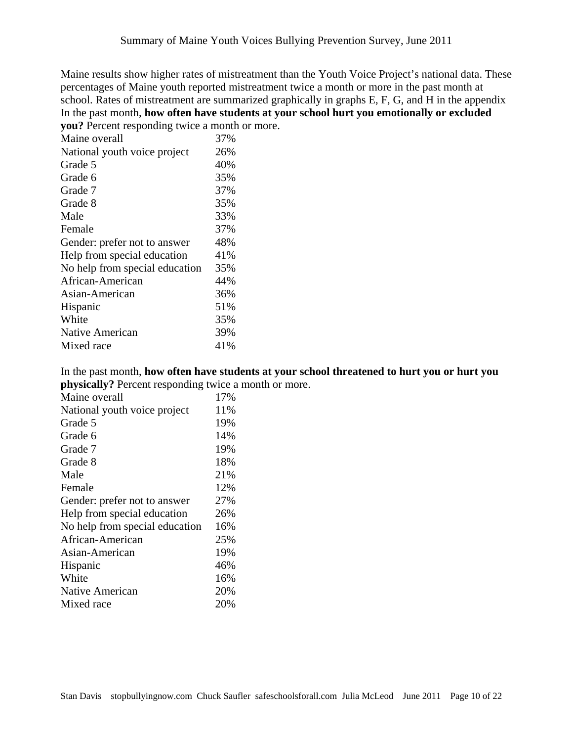Maine results show higher rates of mistreatment than the Youth Voice Project's national data. These percentages of Maine youth reported mistreatment twice a month or more in the past month at school. Rates of mistreatment are summarized graphically in graphs E, F, G, and H in the appendix

In the past month, **how often have students at your school hurt you emotionally or excluded you?** Percent responding twice a month or more.

| | |
|---|---|
| Maine overall | 37% |
| National youth voice project | 26% |
| Grade 5 | 40% |
| Grade 6 | 35% |
| Grade 7 | 37% |
| Grade 8 | 35% |
| Male | 33% |
| Female | 37% |
| Gender: prefer not to answer | 48% |
| Help from special education | 41% |
| No help from special education | 35% |
| African-American | 44% |
| Asian-American | 36% |
| Hispanic | 51% |
| White | 35% |
| Native American | 39% |
| Mixed race | 41% |

In the past month, **how often have students at your school threatened to hurt you or hurt you physically?** Percent responding twice a month or more.

| | |
|---|---|
| Maine overall | 17% |
| National youth voice project | 11% |
| Grade 5 | 19% |
| Grade 6 | 14% |
| Grade 7 | 19% |
| Grade 8 | 18% |
| Male | 21% |
| Female | 12% |
| Gender: prefer not to answer | 27% |
| Help from special education | 26% |
| No help from special education | 16% |
| African-American | 25% |
| Asian-American | 19% |
| Hispanic | 46% |
| White | 16% |
| Native American | 20% |
| Mixed race | 20% |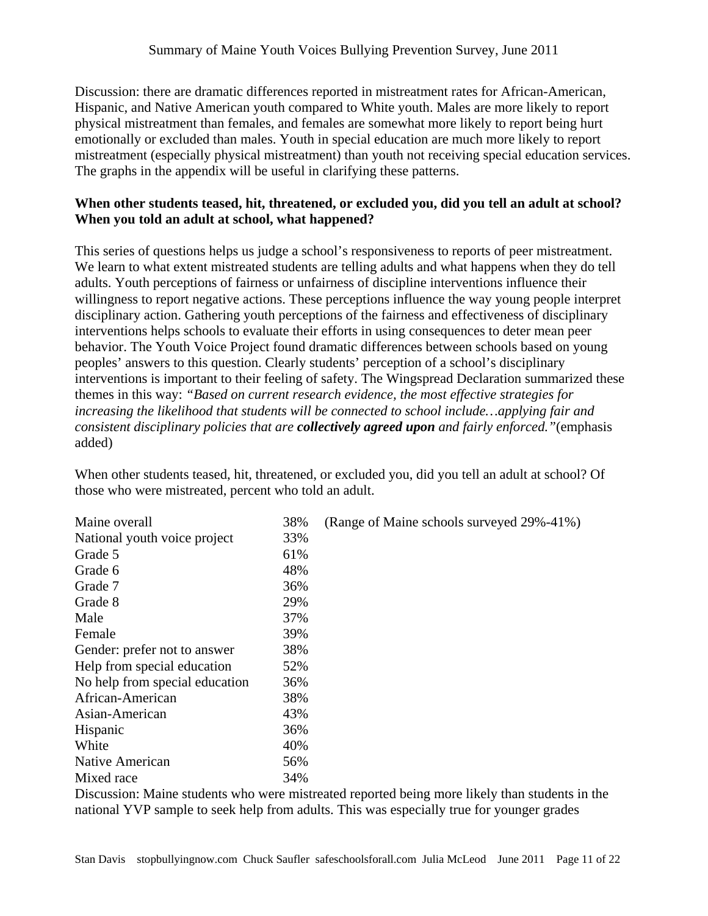Discussion: there are dramatic differences reported in mistreatment rates for African-American, Hispanic, and Native American youth compared to White youth. Males are more likely to report physical mistreatment than females, and females are somewhat more likely to report being hurt emotionally or excluded than males. Youth in special education are much more likely to report mistreatment (especially physical mistreatment) than youth not receiving special education services. The graphs in the appendix will be useful in clarifying these patterns.

**When other students teased, hit, threatened, or excluded you, did you tell an adult at school? When you told an adult at school, what happened?**

This series of questions helps us judge a school's responsiveness to reports of peer mistreatment. We learn to what extent mistreated students are telling adults and what happens when they do tell adults. Youth perceptions of fairness or unfairness of discipline interventions influence their willingness to report negative actions. These perceptions influence the way young people interpret disciplinary action. Gathering youth perceptions of the fairness and effectiveness of disciplinary interventions helps schools to evaluate their efforts in using consequences to deter mean peer behavior. The Youth Voice Project found dramatic differences between schools based on young peoples' answers to this question. Clearly students' perception of a school's disciplinary interventions is important to their feeling of safety. The Wingspread Declaration summarized these themes in this way: *"Based on current research evidence, the most effective strategies for increasing the likelihood that students will be connected to school include…applying fair and consistent disciplinary policies that are* ***collectively agreed upon*** *and fairly enforced."*(emphasis added)

When other students teased, hit, threatened, or excluded you, did you tell an adult at school? Of those who were mistreated, percent who told an adult.

| | | |
|---|---|---|
| Maine overall | 38% | (Range of Maine schools surveyed 29%-41%) |
| National youth voice project | 33% | |
| Grade 5 | 61% | |
| Grade 6 | 48% | |
| Grade 7 | 36% | |
| Grade 8 | 29% | |
| Male | 37% | |
| Female | 39% | |
| Gender: prefer not to answer | 38% | |
| Help from special education | 52% | |
| No help from special education | 36% | |
| African-American | 38% | |
| Asian-American | 43% | |
| Hispanic | 36% | |
| White | 40% | |
| Native American | 56% | |
| Mixed race | 34% | |

Discussion: Maine students who were mistreated reported being more likely than students in the national YVP sample to seek help from adults. This was especially true for younger grades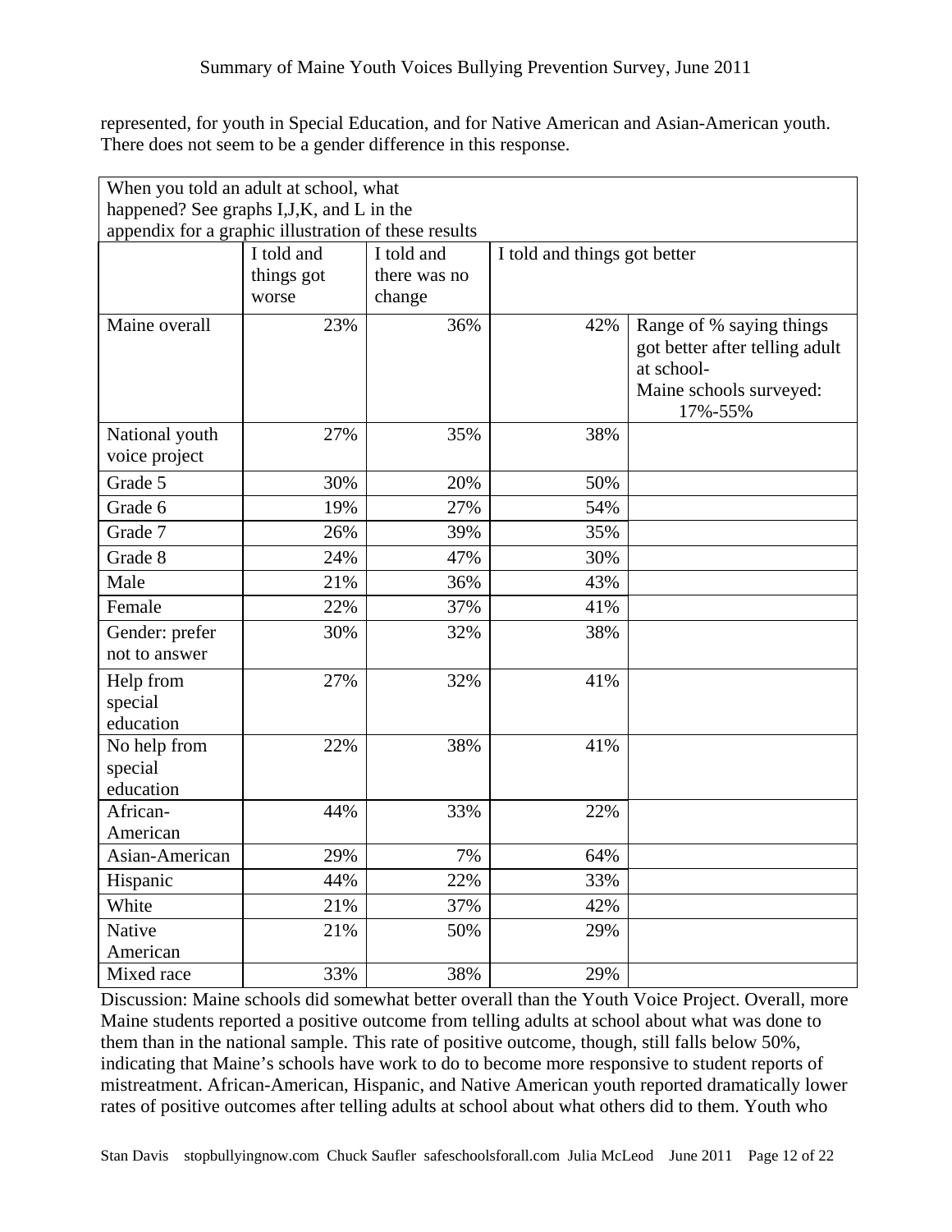represented, for youth in Special Education, and for Native American and Asian-American youth. There does not seem to be a gender difference in this response.

| When you told an adult at school, what happened? See graphs I,J,K, and L in the appendix for a graphic illustration of these results | | | | |
|---|---|---|---|---|
| | I told and things got worse | I told and there was no change | I told and things got better | |
| Maine overall | 23% | 36% | 42% | Range of % saying things got better after telling adult at school- Maine schools surveyed: 17%-55% |
| National youth voice project | 27% | 35% | 38% | |
| Grade 5 | 30% | 20% | 50% | |
| Grade 6 | 19% | 27% | 54% | |
| Grade 7 | 26% | 39% | 35% | |
| Grade 8 | 24% | 47% | 30% | |
| Male | 21% | 36% | 43% | |
| Female | 22% | 37% | 41% | |
| Gender: prefer not to answer | 30% | 32% | 38% | |
| Help from special education | 27% | 32% | 41% | |
| No help from special education | 22% | 38% | 41% | |
| African-American | 44% | 33% | 22% | |
| Asian-American | 29% | 7% | 64% | |
| Hispanic | 44% | 22% | 33% | |
| White | 21% | 37% | 42% | |
| Native American | 21% | 50% | 29% | |
| Mixed race | 33% | 38% | 29% | |

Discussion: Maine schools did somewhat better overall than the Youth Voice Project. Overall, more Maine students reported a positive outcome from telling adults at school about what was done to them than in the national sample. This rate of positive outcome, though, still falls below 50%, indicating that Maine's schools have work to do to become more responsive to student reports of mistreatment. African-American, Hispanic, and Native American youth reported dramatically lower rates of positive outcomes after telling adults at school about what others did to them. Youth who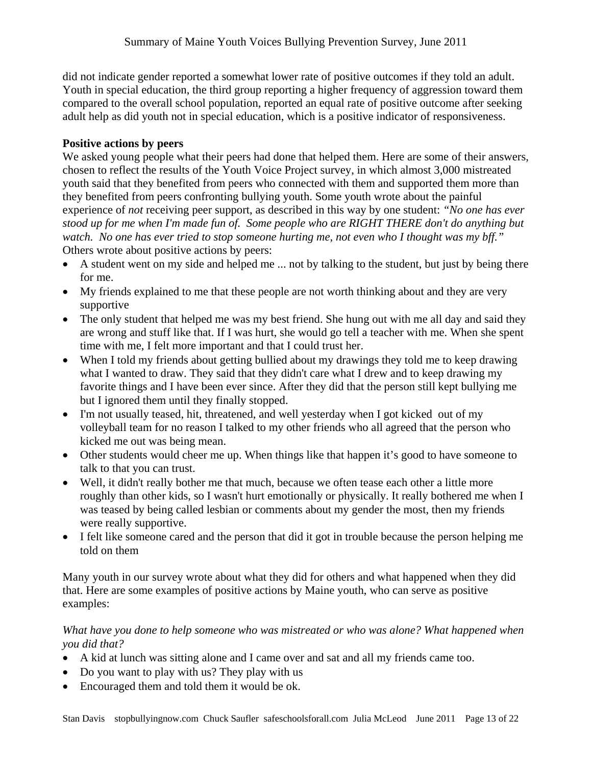did not indicate gender reported a somewhat lower rate of positive outcomes if they told an adult. Youth in special education, the third group reporting a higher frequency of aggression toward them compared to the overall school population, reported an equal rate of positive outcome after seeking adult help as did youth not in special education, which is a positive indicator of responsiveness.

**Positive actions by peers**

We asked young people what their peers had done that helped them. Here are some of their answers, chosen to reflect the results of the Youth Voice Project survey, in which almost 3,000 mistreated youth said that they benefited from peers who connected with them and supported them more than they benefited from peers confronting bullying youth. Some youth wrote about the painful experience of *not* receiving peer support, as described in this way by one student: *"No one has ever stood up for me when I'm made fun of. Some people who are RIGHT THERE don't do anything but watch. No one has ever tried to stop someone hurting me, not even who I thought was my bff."* Others wrote about positive actions by peers:

- A student went on my side and helped me ... not by talking to the student, but just by being there for me.
- My friends explained to me that these people are not worth thinking about and they are very supportive
- The only student that helped me was my best friend. She hung out with me all day and said they are wrong and stuff like that. If I was hurt, she would go tell a teacher with me. When she spent time with me, I felt more important and that I could trust her.
- When I told my friends about getting bullied about my drawings they told me to keep drawing what I wanted to draw. They said that they didn't care what I drew and to keep drawing my favorite things and I have been ever since. After they did that the person still kept bullying me but I ignored them until they finally stopped.
- I'm not usually teased, hit, threatened, and well yesterday when I got kicked out of my volleyball team for no reason I talked to my other friends who all agreed that the person who kicked me out was being mean.
- Other students would cheer me up. When things like that happen it's good to have someone to talk to that you can trust.
- Well, it didn't really bother me that much, because we often tease each other a little more roughly than other kids, so I wasn't hurt emotionally or physically. It really bothered me when I was teased by being called lesbian or comments about my gender the most, then my friends were really supportive.
- I felt like someone cared and the person that did it got in trouble because the person helping me told on them

Many youth in our survey wrote about what they did for others and what happened when they did that. Here are some examples of positive actions by Maine youth, who can serve as positive examples:

*What have you done to help someone who was mistreated or who was alone? What happened when you did that?*

- A kid at lunch was sitting alone and I came over and sat and all my friends came too.
- Do you want to play with us? They play with us
- Encouraged them and told them it would be ok.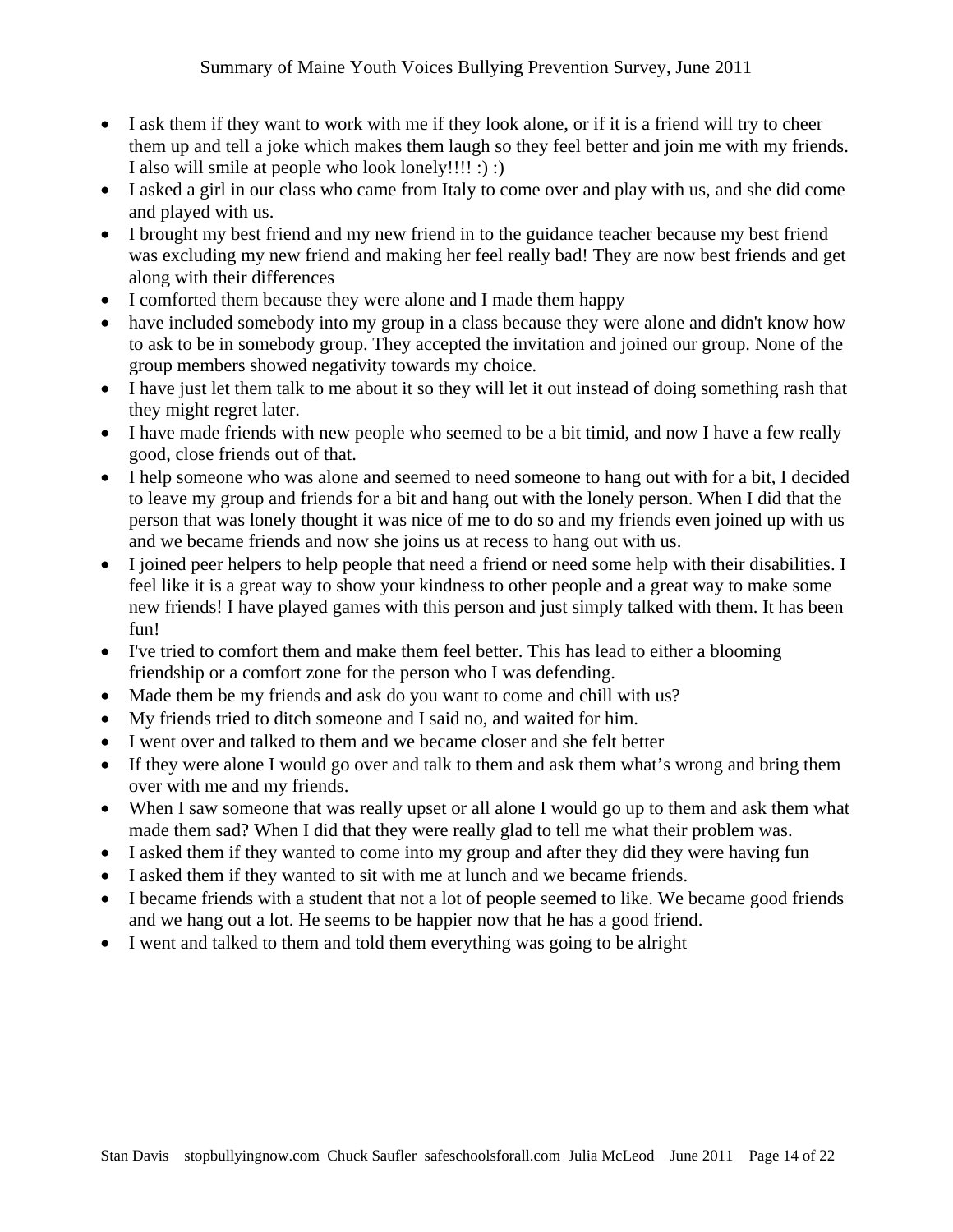- I ask them if they want to work with me if they look alone, or if it is a friend will try to cheer them up and tell a joke which makes them laugh so they feel better and join me with my friends. I also will smile at people who look lonely!!!! :) :)
- I asked a girl in our class who came from Italy to come over and play with us, and she did come and played with us.
- I brought my best friend and my new friend in to the guidance teacher because my best friend was excluding my new friend and making her feel really bad! They are now best friends and get along with their differences
- I comforted them because they were alone and I made them happy
- have included somebody into my group in a class because they were alone and didn't know how to ask to be in somebody group. They accepted the invitation and joined our group. None of the group members showed negativity towards my choice.
- I have just let them talk to me about it so they will let it out instead of doing something rash that they might regret later.
- I have made friends with new people who seemed to be a bit timid, and now I have a few really good, close friends out of that.
- I help someone who was alone and seemed to need someone to hang out with for a bit, I decided to leave my group and friends for a bit and hang out with the lonely person. When I did that the person that was lonely thought it was nice of me to do so and my friends even joined up with us and we became friends and now she joins us at recess to hang out with us.
- I joined peer helpers to help people that need a friend or need some help with their disabilities. I feel like it is a great way to show your kindness to other people and a great way to make some new friends! I have played games with this person and just simply talked with them. It has been fun!
- I've tried to comfort them and make them feel better. This has lead to either a blooming friendship or a comfort zone for the person who I was defending.
- Made them be my friends and ask do you want to come and chill with us?
- My friends tried to ditch someone and I said no, and waited for him.
- I went over and talked to them and we became closer and she felt better
- If they were alone I would go over and talk to them and ask them what's wrong and bring them over with me and my friends.
- When I saw someone that was really upset or all alone I would go up to them and ask them what made them sad? When I did that they were really glad to tell me what their problem was.
- I asked them if they wanted to come into my group and after they did they were having fun
- I asked them if they wanted to sit with me at lunch and we became friends.
- I became friends with a student that not a lot of people seemed to like. We became good friends and we hang out a lot. He seems to be happier now that he has a good friend.
- I went and talked to them and told them everything was going to be alright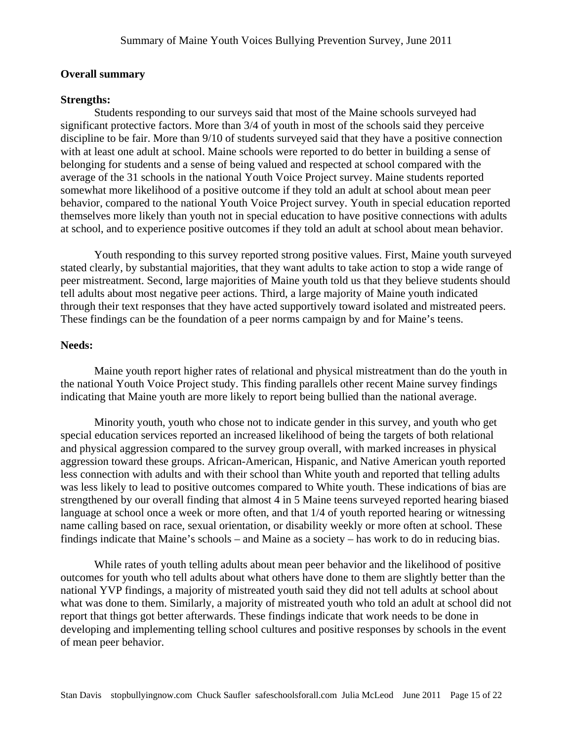**Overall summary**

**Strengths:**

Students responding to our surveys said that most of the Maine schools surveyed had significant protective factors. More than 3/4 of youth in most of the schools said they perceive discipline to be fair. More than 9/10 of students surveyed said that they have a positive connection with at least one adult at school. Maine schools were reported to do better in building a sense of belonging for students and a sense of being valued and respected at school compared with the average of the 31 schools in the national Youth Voice Project survey. Maine students reported somewhat more likelihood of a positive outcome if they told an adult at school about mean peer behavior, compared to the national Youth Voice Project survey. Youth in special education reported themselves more likely than youth not in special education to have positive connections with adults at school, and to experience positive outcomes if they told an adult at school about mean behavior.

Youth responding to this survey reported strong positive values. First, Maine youth surveyed stated clearly, by substantial majorities, that they want adults to take action to stop a wide range of peer mistreatment. Second, large majorities of Maine youth told us that they believe students should tell adults about most negative peer actions. Third, a large majority of Maine youth indicated through their text responses that they have acted supportively toward isolated and mistreated peers. These findings can be the foundation of a peer norms campaign by and for Maine's teens.

**Needs:**

Maine youth report higher rates of relational and physical mistreatment than do the youth in the national Youth Voice Project study. This finding parallels other recent Maine survey findings indicating that Maine youth are more likely to report being bullied than the national average.

Minority youth, youth who chose not to indicate gender in this survey, and youth who get special education services reported an increased likelihood of being the targets of both relational and physical aggression compared to the survey group overall, with marked increases in physical aggression toward these groups. African-American, Hispanic, and Native American youth reported less connection with adults and with their school than White youth and reported that telling adults was less likely to lead to positive outcomes compared to White youth. These indications of bias are strengthened by our overall finding that almost 4 in 5 Maine teens surveyed reported hearing biased language at school once a week or more often, and that 1/4 of youth reported hearing or witnessing name calling based on race, sexual orientation, or disability weekly or more often at school. These findings indicate that Maine's schools – and Maine as a society – has work to do in reducing bias.

While rates of youth telling adults about mean peer behavior and the likelihood of positive outcomes for youth who tell adults about what others have done to them are slightly better than the national YVP findings, a majority of mistreated youth said they did not tell adults at school about what was done to them. Similarly, a majority of mistreated youth who told an adult at school did not report that things got better afterwards. These findings indicate that work needs to be done in developing and implementing telling school cultures and positive responses by schools in the event of mean peer behavior.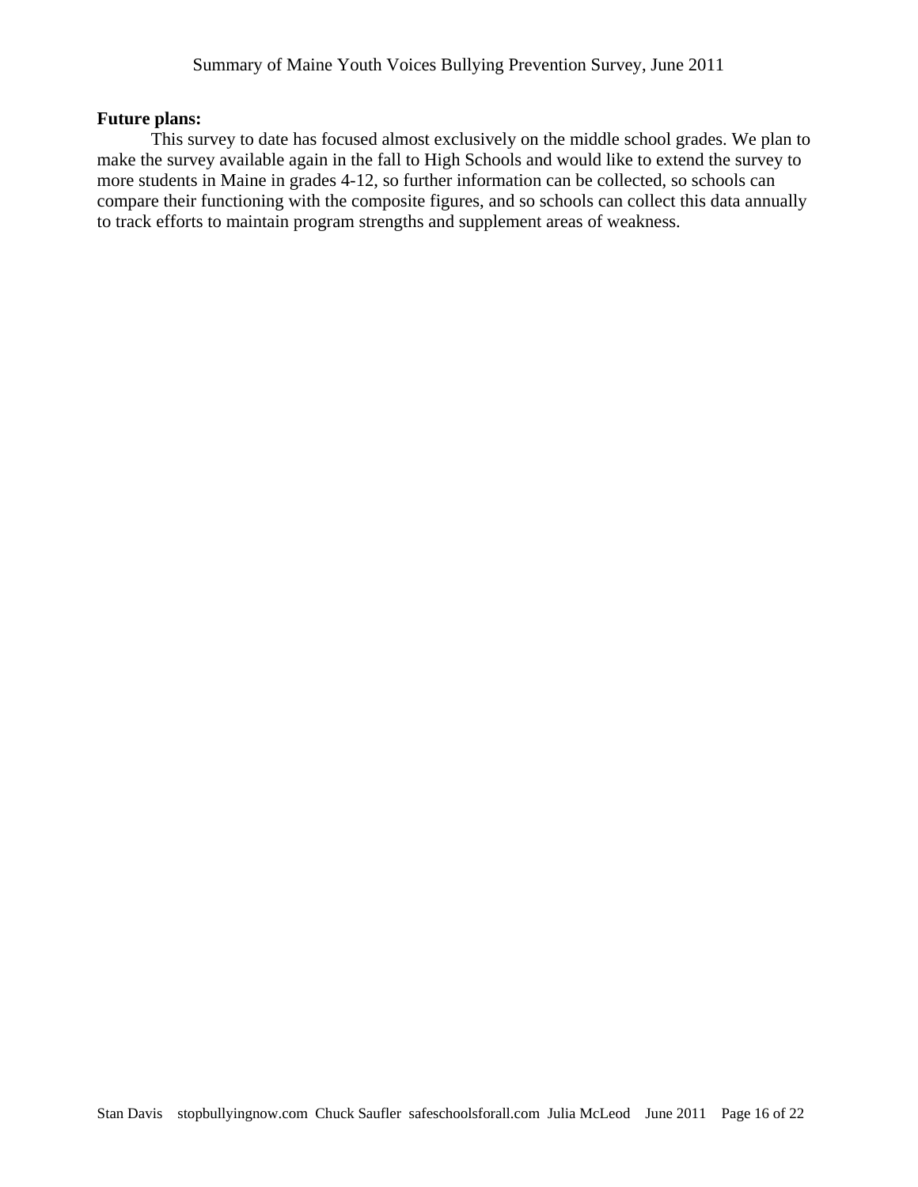**Future plans:**

This survey to date has focused almost exclusively on the middle school grades. We plan to make the survey available again in the fall to High Schools and would like to extend the survey to more students in Maine in grades 4-12, so further information can be collected, so schools can compare their functioning with the composite figures, and so schools can collect this data annually to track efforts to maintain program strengths and supplement areas of weakness.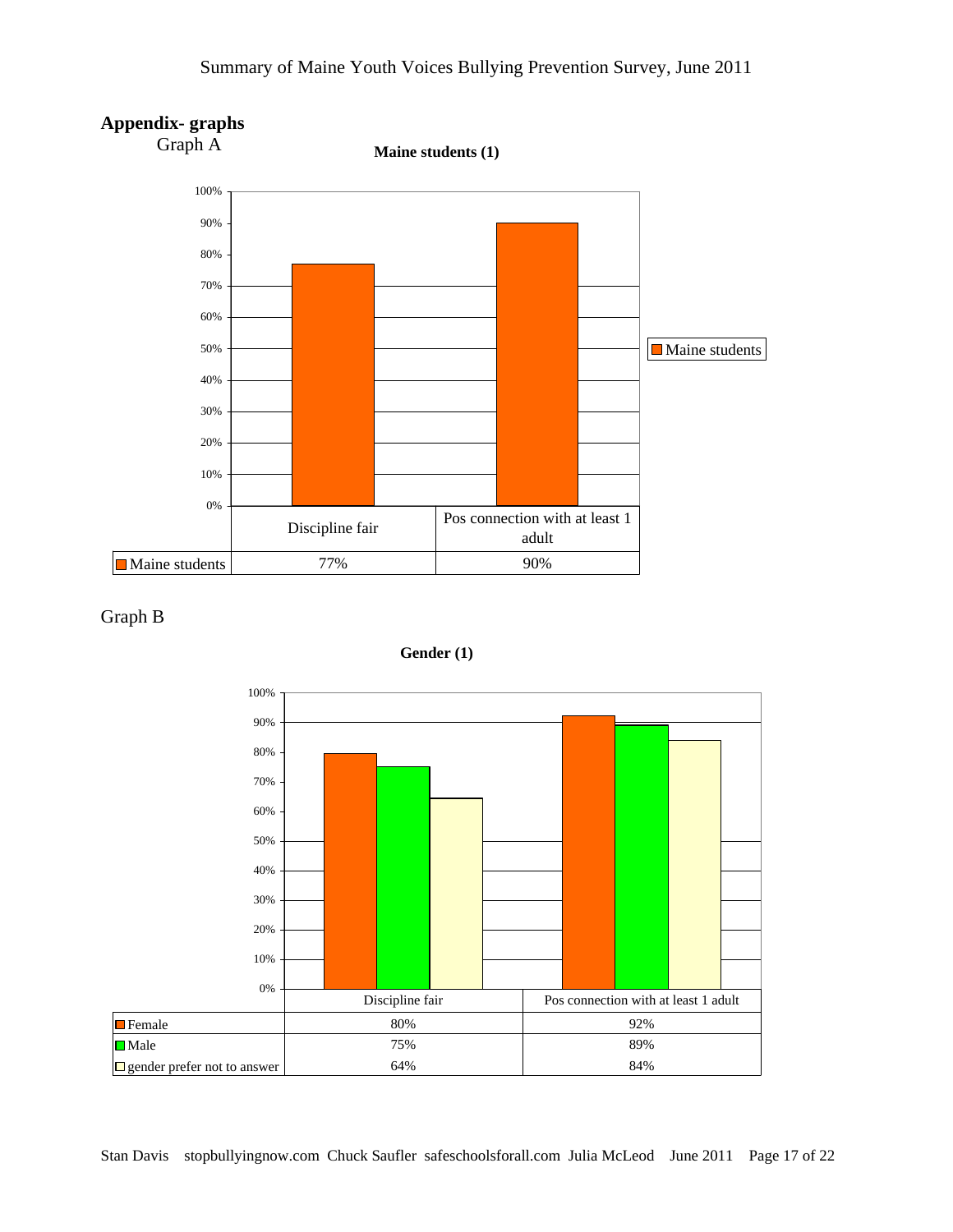## Appendix- graphs

Graph A

**Maine students (1)**

| | Discipline fair | Pos connection with at least 1 adult |
|---|---|---|
| Maine students | 77% | 90% |

Graph B

**Gender (1)**

| | Discipline fair | Pos connection with at least 1 adult |
|---|---|---|
| Female | 80% | 92% |
| Male | 75% | 89% |
| gender prefer not to answer | 64% | 84% |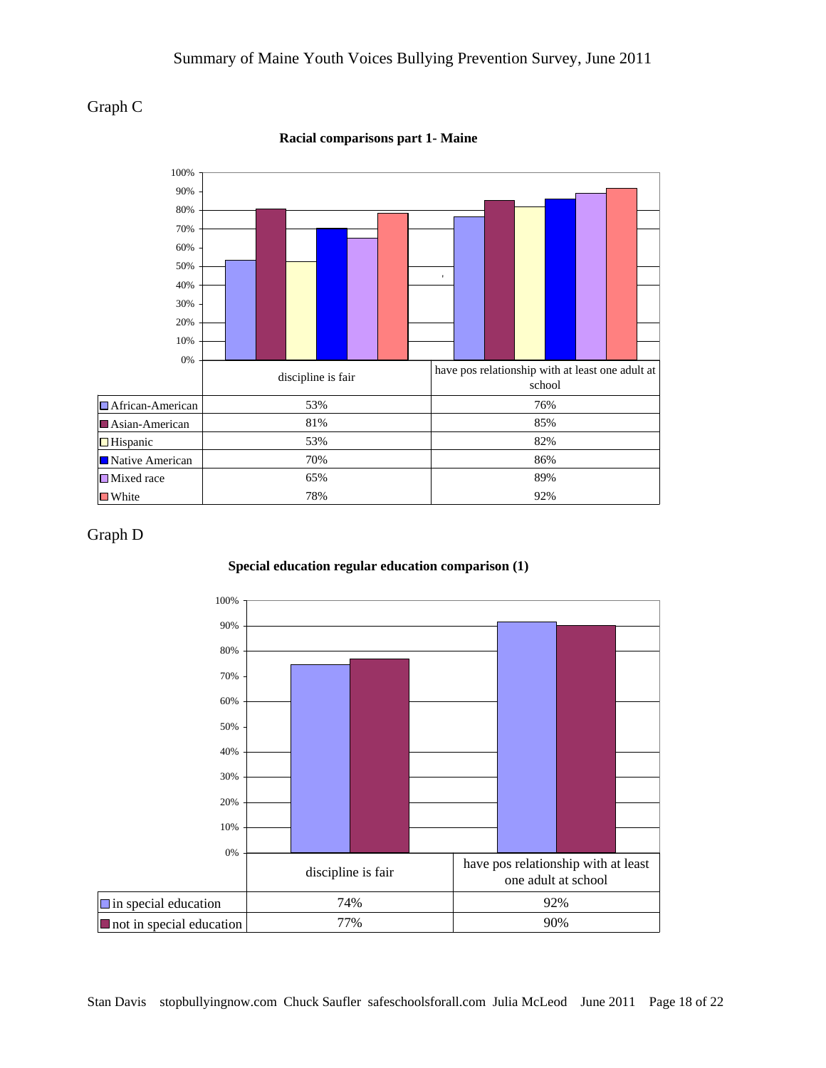Graph C

**Racial comparisons part 1- Maine**

| | discipline is fair | have pos relationship with at least one adult at school |
|---|---|---|
| African-American | 53% | 76% |
| Asian-American | 81% | 85% |
| Hispanic | 53% | 82% |
| Native American | 70% | 86% |
| Mixed race | 65% | 89% |
| White | 78% | 92% |

Graph D

**Special education regular education comparison (1)**

| | discipline is fair | have pos relationship with at least one adult at school |
|---|---|---|
| in special education | 74% | 92% |
| not in special education | 77% | 90% |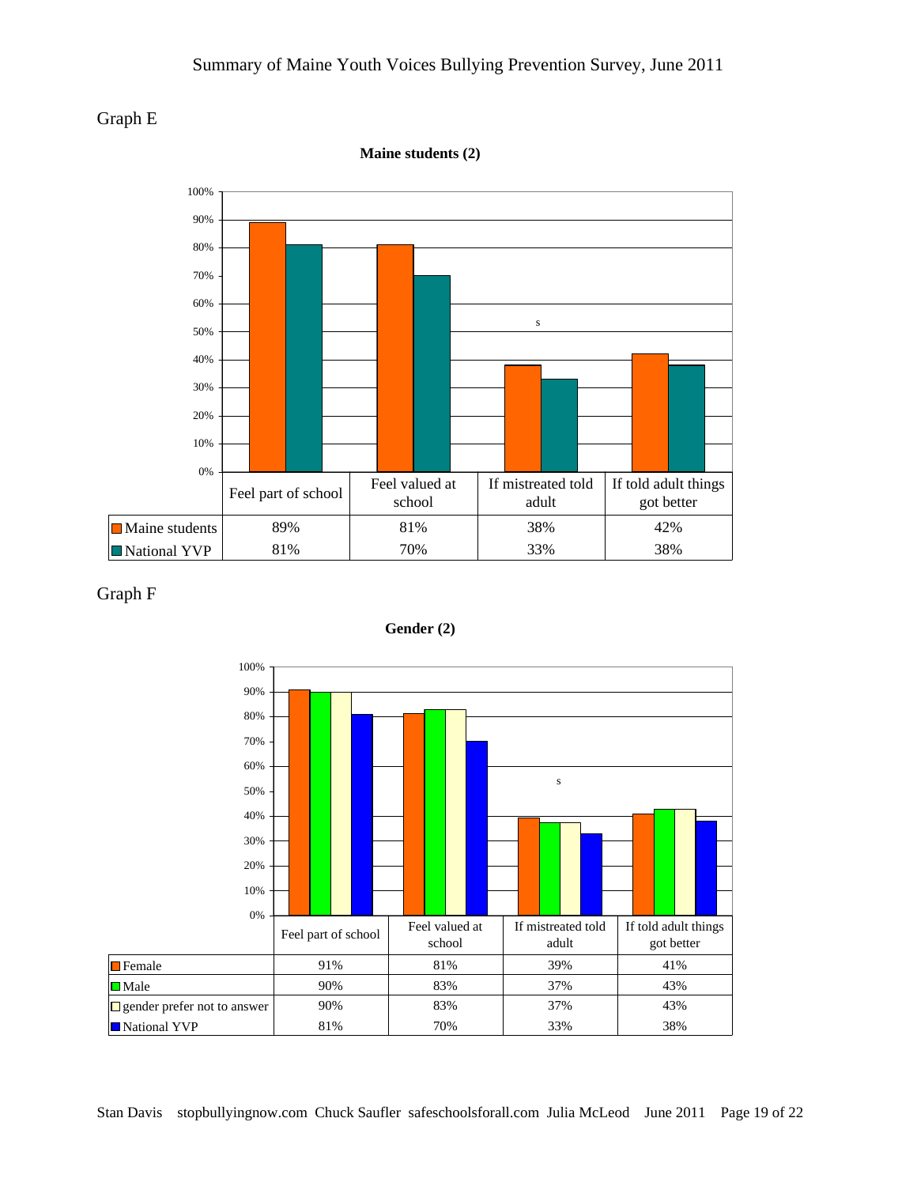Graph E

**Maine students (2)**

| | Feel part of school | Feel valued at school | If mistreated told adult | If told adult things got better |
|---|---|---|---|---|
| Maine students | 89% | 81% | 38% | 42% |
| National YVP | 81% | 70% | 33% | 38% |

Graph F

**Gender (2)**

| | Feel part of school | Feel valued at school | If mistreated told adult | If told adult things got better |
|---|---|---|---|---|
| Female | 91% | 81% | 39% | 41% |
| Male | 90% | 83% | 37% | 43% |
| gender prefer not to answer | 90% | 83% | 37% | 43% |
| National YVP | 81% | 70% | 33% | 38% |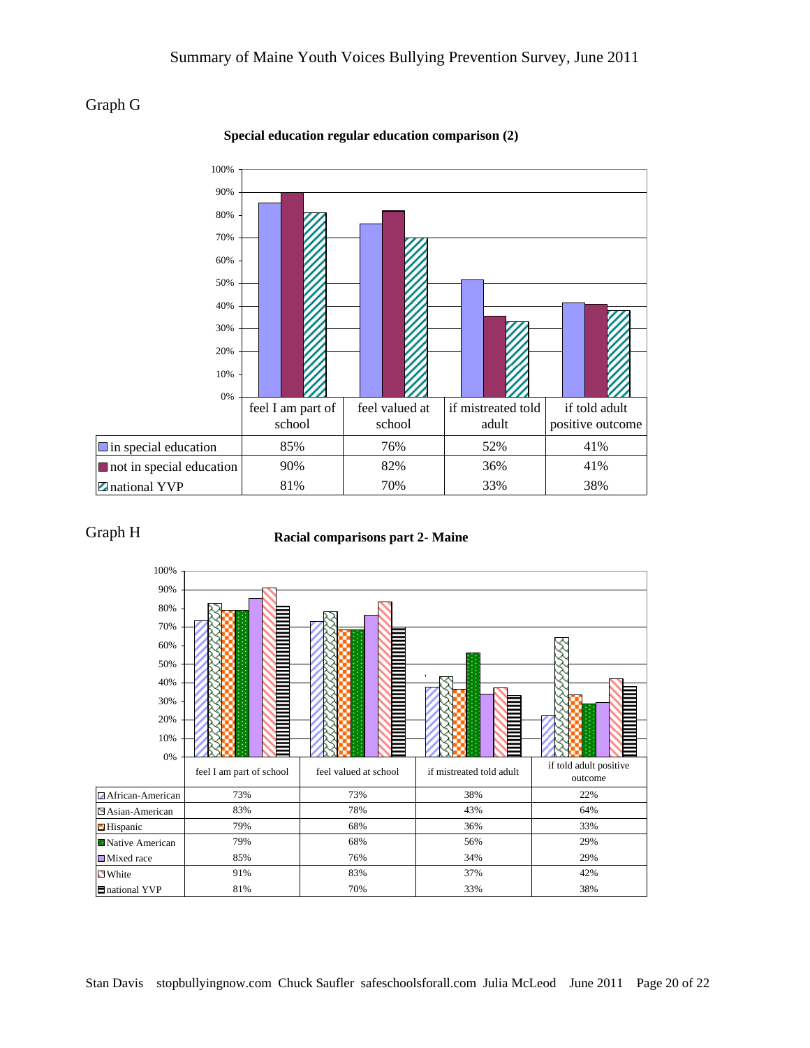Graph G

**Special education regular education comparison (2)**

| | feel I am part of school | feel valued at school | if mistreated told adult | if told adult positive outcome |
|---|---|---|---|---|
| in special education | 85% | 76% | 52% | 41% |
| not in special education | 90% | 82% | 36% | 41% |
| national YVP | 81% | 70% | 33% | 38% |

Graph H

**Racial comparisons part 2- Maine**

| | feel I am part of school | feel valued at school | if mistreated told adult | if told adult positive outcome |
|---|---|---|---|---|
| African-American | 73% | 73% | 38% | 22% |
| Asian-American | 83% | 78% | 43% | 64% |
| Hispanic | 79% | 68% | 36% | 33% |
| Native American | 79% | 68% | 56% | 29% |
| Mixed race | 85% | 76% | 34% | 29% |
| White | 91% | 83% | 37% | 42% |
| national YVP | 81% | 70% | 33% | 38% |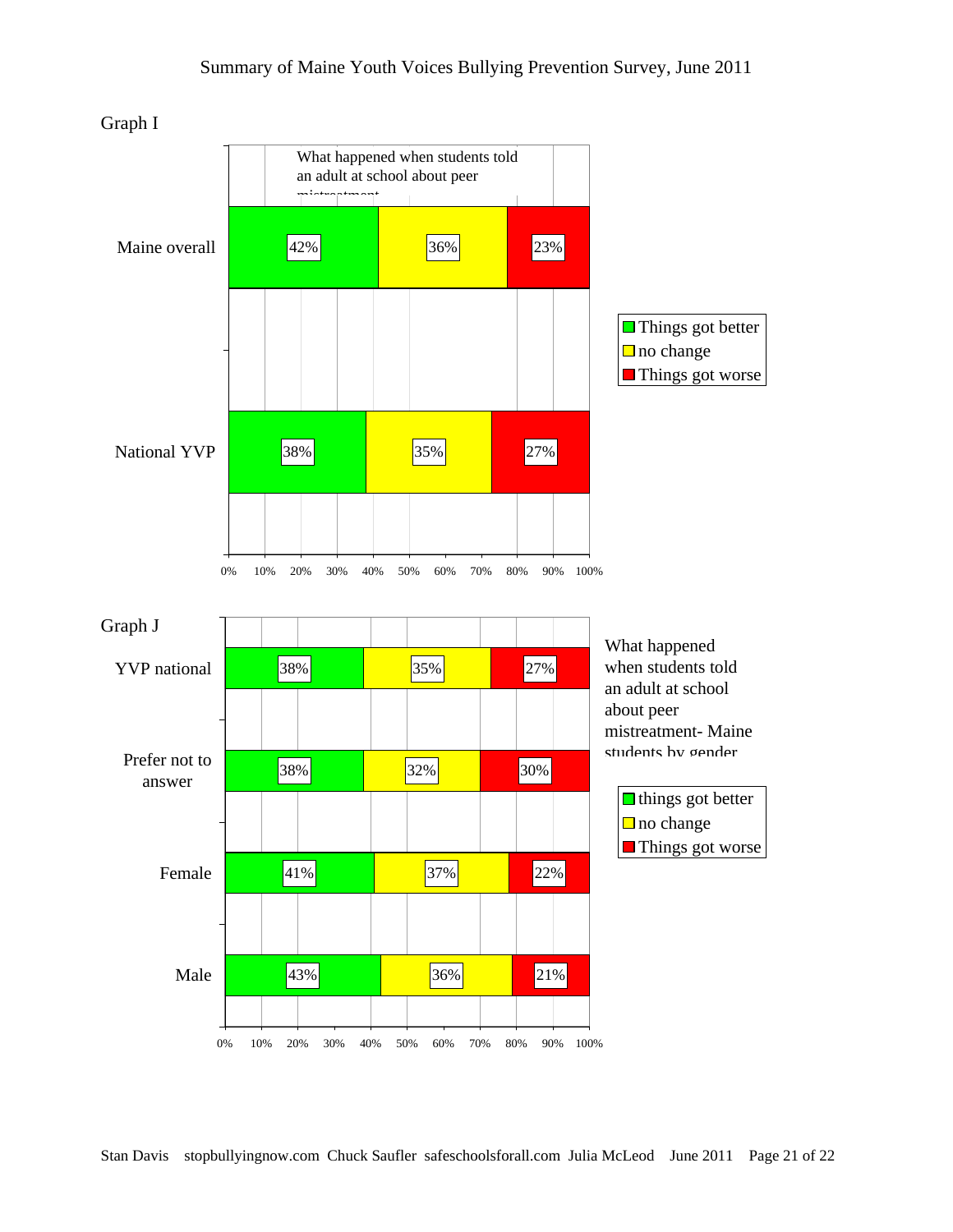Summary of Maine Youth Voices Bullying Prevention Survey, June 2011

Graph I

What happened when students told an adult at school about peer mistreatment

| | Things got better | no change | Things got worse |
|---|---|---|---|
| Maine overall | 42% | 36% | 23% |
| National YVP | 38% | 35% | 27% |

Graph J

What happened when students told an adult at school about peer mistreatment- Maine students by gender

| | things got better | no change | Things got worse |
|---|---|---|---|
| YVP national | 38% | 35% | 27% |
| Prefer not to answer | 38% | 32% | 30% |
| Female | 41% | 37% | 22% |
| Male | 43% | 36% | 21% |

Stan Davis stopbullyingnow.com Chuck Saufler safeschoolsforall.com Julia McLeod June 2011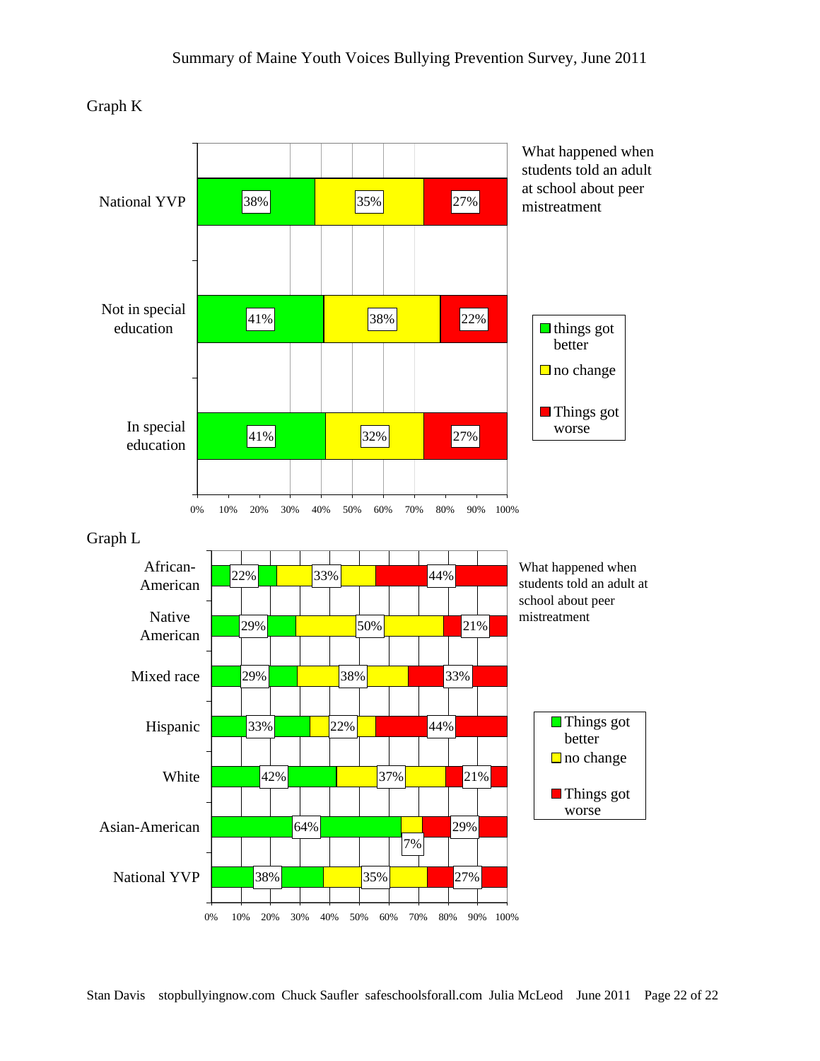Graph K

What happened when students told an adult at school about peer mistreatment

| | things got better | no change | Things got worse |
|---|---|---|---|
| National YVP | 38% | 35% | 27% |
| Not in special education | 41% | 38% | 22% |
| In special education | 41% | 32% | 27% |

Graph L

What happened when students told an adult at school about peer mistreatment

| | Things got better | no change | Things got worse |
|---|---|---|---|
| African-American | 22% | 33% | 44% |
| Native American | 29% | 50% | 21% |
| Mixed race | 29% | 38% | 33% |
| Hispanic | 33% | 22% | 44% |
| White | 42% | 37% | 21% |
| Asian-American | 64% | 7% | 29% |
| National YVP | 38% | 35% | 27% |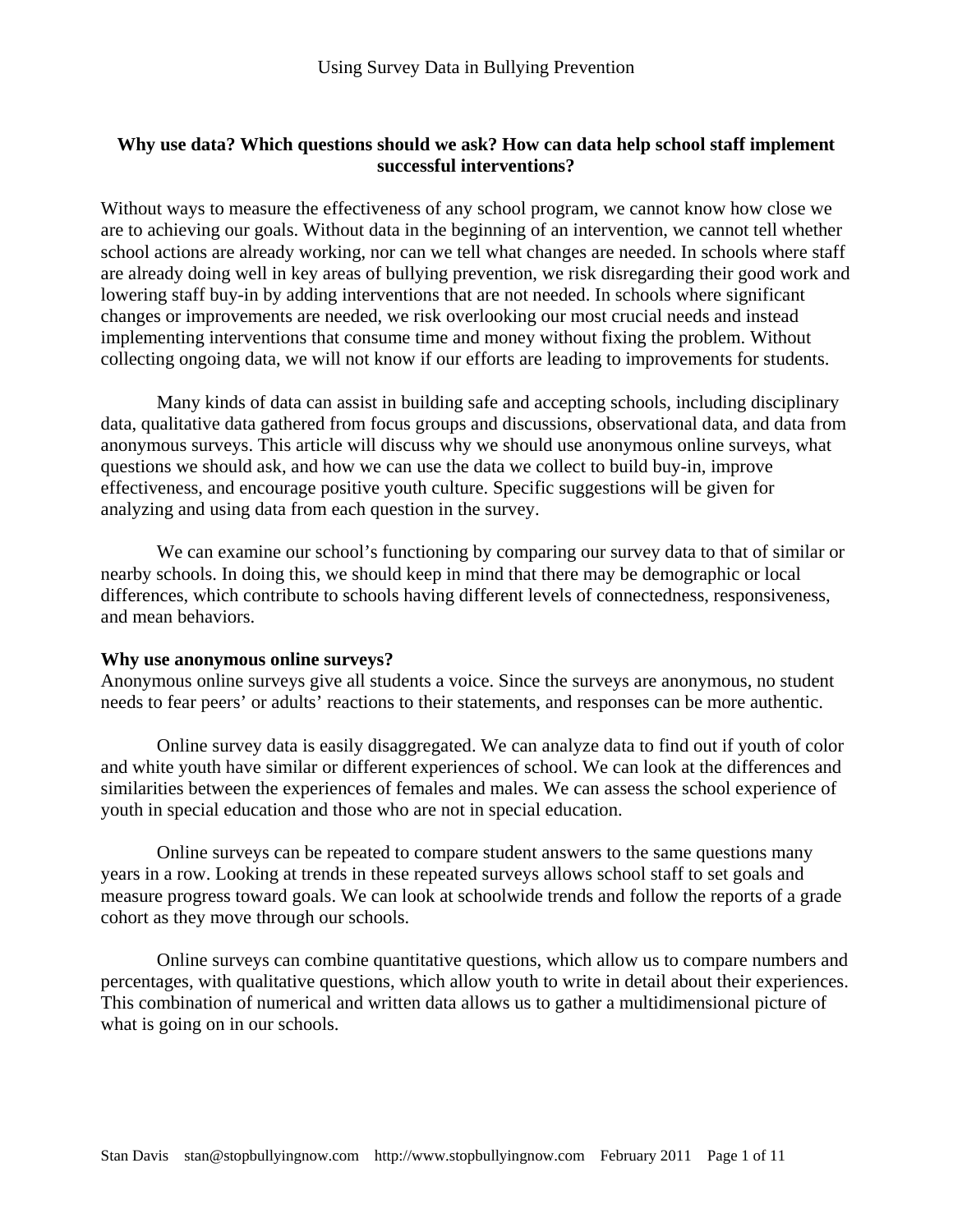# Using Survey Data in Bullying Prevention

**Why use data? Which questions should we ask? How can data help school staff implement successful interventions?**

Without ways to measure the effectiveness of any school program, we cannot know how close we are to achieving our goals. Without data in the beginning of an intervention, we cannot tell whether school actions are already working, nor can we tell what changes are needed. In schools where staff are already doing well in key areas of bullying prevention, we risk disregarding their good work and lowering staff buy-in by adding interventions that are not needed. In schools where significant changes or improvements are needed, we risk overlooking our most crucial needs and instead implementing interventions that consume time and money without fixing the problem. Without collecting ongoing data, we will not know if our efforts are leading to improvements for students.

Many kinds of data can assist in building safe and accepting schools, including disciplinary data, qualitative data gathered from focus groups and discussions, observational data, and data from anonymous surveys. This article will discuss why we should use anonymous online surveys, what questions we should ask, and how we can use the data we collect to build buy-in, improve effectiveness, and encourage positive youth culture. Specific suggestions will be given for analyzing and using data from each question in the survey.

We can examine our school's functioning by comparing our survey data to that of similar or nearby schools. In doing this, we should keep in mind that there may be demographic or local differences, which contribute to schools having different levels of connectedness, responsiveness, and mean behaviors.

**Why use anonymous online surveys?**

Anonymous online surveys give all students a voice. Since the surveys are anonymous, no student needs to fear peers' or adults' reactions to their statements, and responses can be more authentic.

Online survey data is easily disaggregated. We can analyze data to find out if youth of color and white youth have similar or different experiences of school. We can look at the differences and similarities between the experiences of females and males. We can assess the school experience of youth in special education and those who are not in special education.

Online surveys can be repeated to compare student answers to the same questions many years in a row. Looking at trends in these repeated surveys allows school staff to set goals and measure progress toward goals. We can look at schoolwide trends and follow the reports of a grade cohort as they move through our schools.

Online surveys can combine quantitative questions, which allow us to compare numbers and percentages, with qualitative questions, which allow youth to write in detail about their experiences. This combination of numerical and written data allows us to gather a multidimensional picture of what is going on in our schools.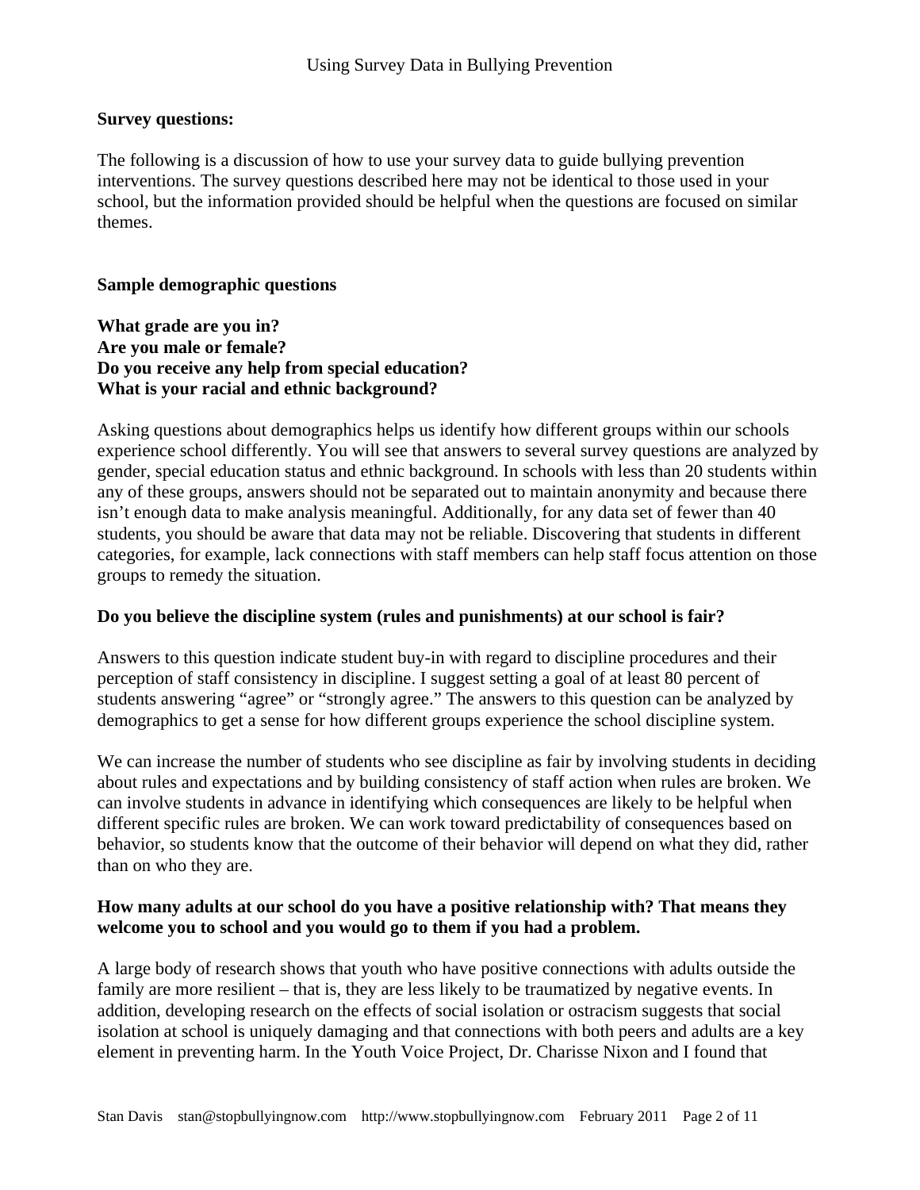**Survey questions:**

The following is a discussion of how to use your survey data to guide bullying prevention interventions. The survey questions described here may not be identical to those used in your school, but the information provided should be helpful when the questions are focused on similar themes.

**Sample demographic questions**

**What grade are you in?**
**Are you male or female?**
**Do you receive any help from special education?**
**What is your racial and ethnic background?**

Asking questions about demographics helps us identify how different groups within our schools experience school differently. You will see that answers to several survey questions are analyzed by gender, special education status and ethnic background. In schools with less than 20 students within any of these groups, answers should not be separated out to maintain anonymity and because there isn't enough data to make analysis meaningful. Additionally, for any data set of fewer than 40 students, you should be aware that data may not be reliable. Discovering that students in different categories, for example, lack connections with staff members can help staff focus attention on those groups to remedy the situation.

**Do you believe the discipline system (rules and punishments) at our school is fair?**

Answers to this question indicate student buy-in with regard to discipline procedures and their perception of staff consistency in discipline. I suggest setting a goal of at least 80 percent of students answering "agree" or "strongly agree." The answers to this question can be analyzed by demographics to get a sense for how different groups experience the school discipline system.

We can increase the number of students who see discipline as fair by involving students in deciding about rules and expectations and by building consistency of staff action when rules are broken. We can involve students in advance in identifying which consequences are likely to be helpful when different specific rules are broken. We can work toward predictability of consequences based on behavior, so students know that the outcome of their behavior will depend on what they did, rather than on who they are.

**How many adults at our school do you have a positive relationship with? That means they welcome you to school and you would go to them if you had a problem.**

A large body of research shows that youth who have positive connections with adults outside the family are more resilient – that is, they are less likely to be traumatized by negative events. In addition, developing research on the effects of social isolation or ostracism suggests that social isolation at school is uniquely damaging and that connections with both peers and adults are a key element in preventing harm. In the Youth Voice Project, Dr. Charisse Nixon and I found that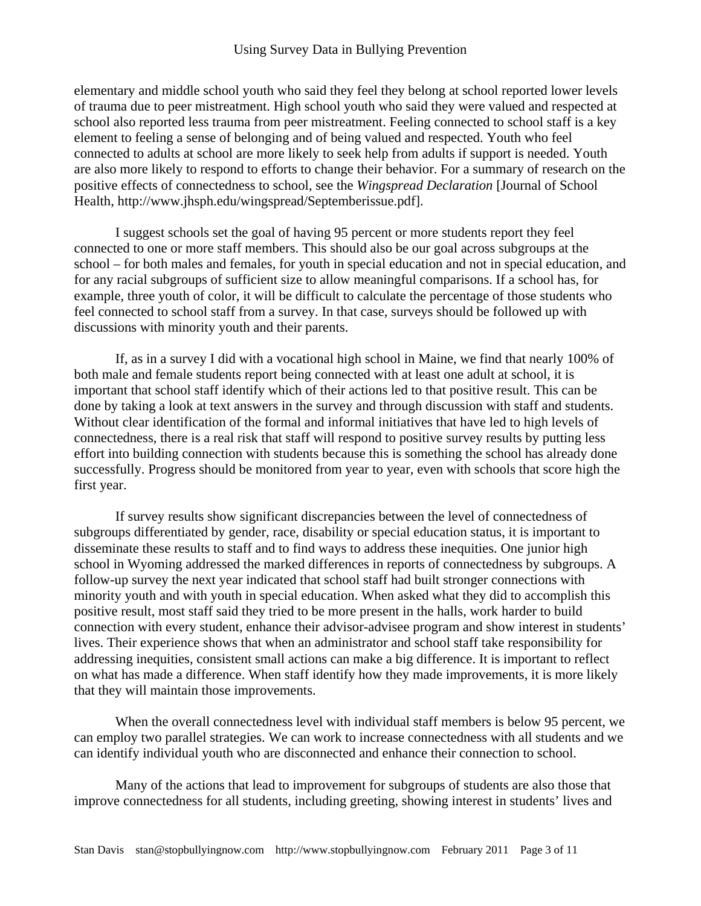elementary and middle school youth who said they feel they belong at school reported lower levels of trauma due to peer mistreatment. High school youth who said they were valued and respected at school also reported less trauma from peer mistreatment. Feeling connected to school staff is a key element to feeling a sense of belonging and of being valued and respected. Youth who feel connected to adults at school are more likely to seek help from adults if support is needed. Youth are also more likely to respond to efforts to change their behavior. For a summary of research on the positive effects of connectedness to school, see the *Wingspread Declaration* [Journal of School Health, http://www.jhsph.edu/wingspread/Septemberissue.pdf].

I suggest schools set the goal of having 95 percent or more students report they feel connected to one or more staff members. This should also be our goal across subgroups at the school – for both males and females, for youth in special education and not in special education, and for any racial subgroups of sufficient size to allow meaningful comparisons. If a school has, for example, three youth of color, it will be difficult to calculate the percentage of those students who feel connected to school staff from a survey. In that case, surveys should be followed up with discussions with minority youth and their parents.

If, as in a survey I did with a vocational high school in Maine, we find that nearly 100% of both male and female students report being connected with at least one adult at school, it is important that school staff identify which of their actions led to that positive result. This can be done by taking a look at text answers in the survey and through discussion with staff and students. Without clear identification of the formal and informal initiatives that have led to high levels of connectedness, there is a real risk that staff will respond to positive survey results by putting less effort into building connection with students because this is something the school has already done successfully. Progress should be monitored from year to year, even with schools that score high the first year.

If survey results show significant discrepancies between the level of connectedness of subgroups differentiated by gender, race, disability or special education status, it is important to disseminate these results to staff and to find ways to address these inequities. One junior high school in Wyoming addressed the marked differences in reports of connectedness by subgroups. A follow-up survey the next year indicated that school staff had built stronger connections with minority youth and with youth in special education. When asked what they did to accomplish this positive result, most staff said they tried to be more present in the halls, work harder to build connection with every student, enhance their advisor-advisee program and show interest in students' lives. Their experience shows that when an administrator and school staff take responsibility for addressing inequities, consistent small actions can make a big difference. It is important to reflect on what has made a difference. When staff identify how they made improvements, it is more likely that they will maintain those improvements.

When the overall connectedness level with individual staff members is below 95 percent, we can employ two parallel strategies. We can work to increase connectedness with all students and we can identify individual youth who are disconnected and enhance their connection to school.

Many of the actions that lead to improvement for subgroups of students are also those that improve connectedness for all students, including greeting, showing interest in students' lives and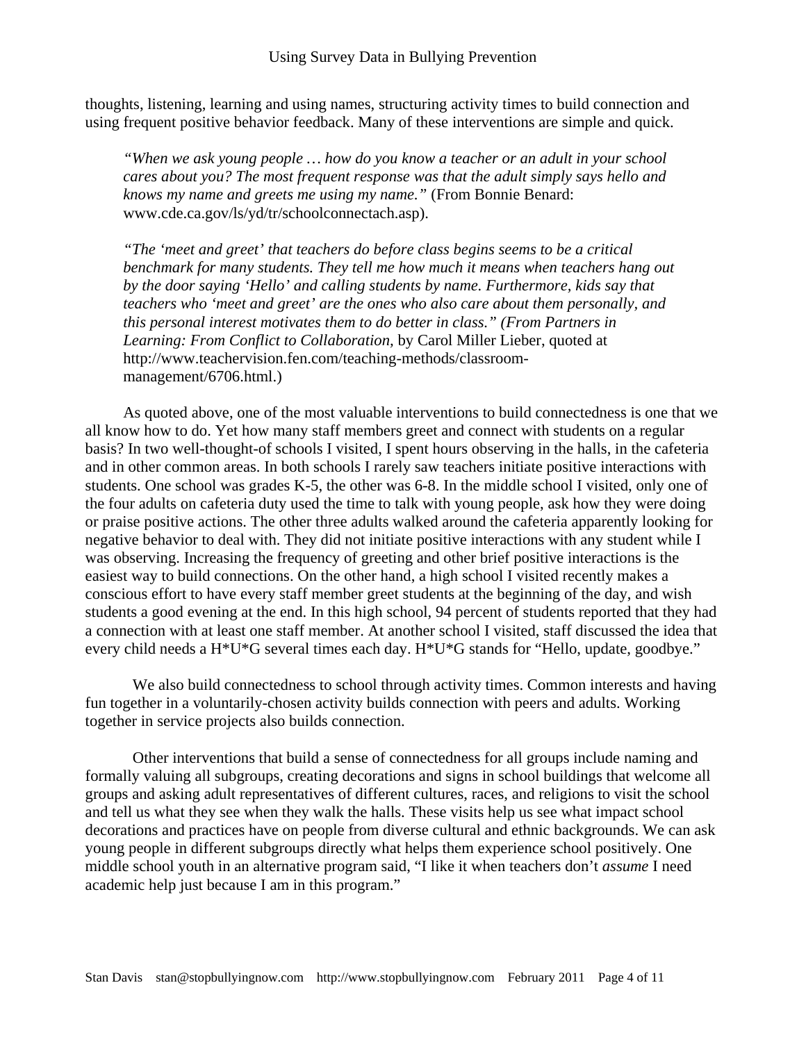thoughts, listening, learning and using names, structuring activity times to build connection and using frequent positive behavior feedback. Many of these interventions are simple and quick.

> *"When we ask young people … how do you know a teacher or an adult in your school cares about you? The most frequent response was that the adult simply says hello and knows my name and greets me using my name."* (From Bonnie Benard: www.cde.ca.gov/ls/yd/tr/schoolconnectach.asp).

> *"The 'meet and greet' that teachers do before class begins seems to be a critical benchmark for many students. They tell me how much it means when teachers hang out by the door saying 'Hello' and calling students by name. Furthermore, kids say that teachers who 'meet and greet' are the ones who also care about them personally, and this personal interest motivates them to do better in class." (From Partners in Learning: From Conflict to Collaboration,* by Carol Miller Lieber, quoted at http://www.teachervision.fen.com/teaching-methods/classroom-management/6706.html.)

As quoted above, one of the most valuable interventions to build connectedness is one that we all know how to do. Yet how many staff members greet and connect with students on a regular basis? In two well-thought-of schools I visited, I spent hours observing in the halls, in the cafeteria and in other common areas. In both schools I rarely saw teachers initiate positive interactions with students. One school was grades K-5, the other was 6-8. In the middle school I visited, only one of the four adults on cafeteria duty used the time to talk with young people, ask how they were doing or praise positive actions. The other three adults walked around the cafeteria apparently looking for negative behavior to deal with. They did not initiate positive interactions with any student while I was observing. Increasing the frequency of greeting and other brief positive interactions is the easiest way to build connections. On the other hand, a high school I visited recently makes a conscious effort to have every staff member greet students at the beginning of the day, and wish students a good evening at the end. In this high school, 94 percent of students reported that they had a connection with at least one staff member. At another school I visited, staff discussed the idea that every child needs a H*U*G several times each day. H*U*G stands for "Hello, update, goodbye."

We also build connectedness to school through activity times. Common interests and having fun together in a voluntarily-chosen activity builds connection with peers and adults. Working together in service projects also builds connection.

Other interventions that build a sense of connectedness for all groups include naming and formally valuing all subgroups, creating decorations and signs in school buildings that welcome all groups and asking adult representatives of different cultures, races, and religions to visit the school and tell us what they see when they walk the halls. These visits help us see what impact school decorations and practices have on people from diverse cultural and ethnic backgrounds. We can ask young people in different subgroups directly what helps them experience school positively. One middle school youth in an alternative program said, "I like it when teachers don't *assume* I need academic help just because I am in this program."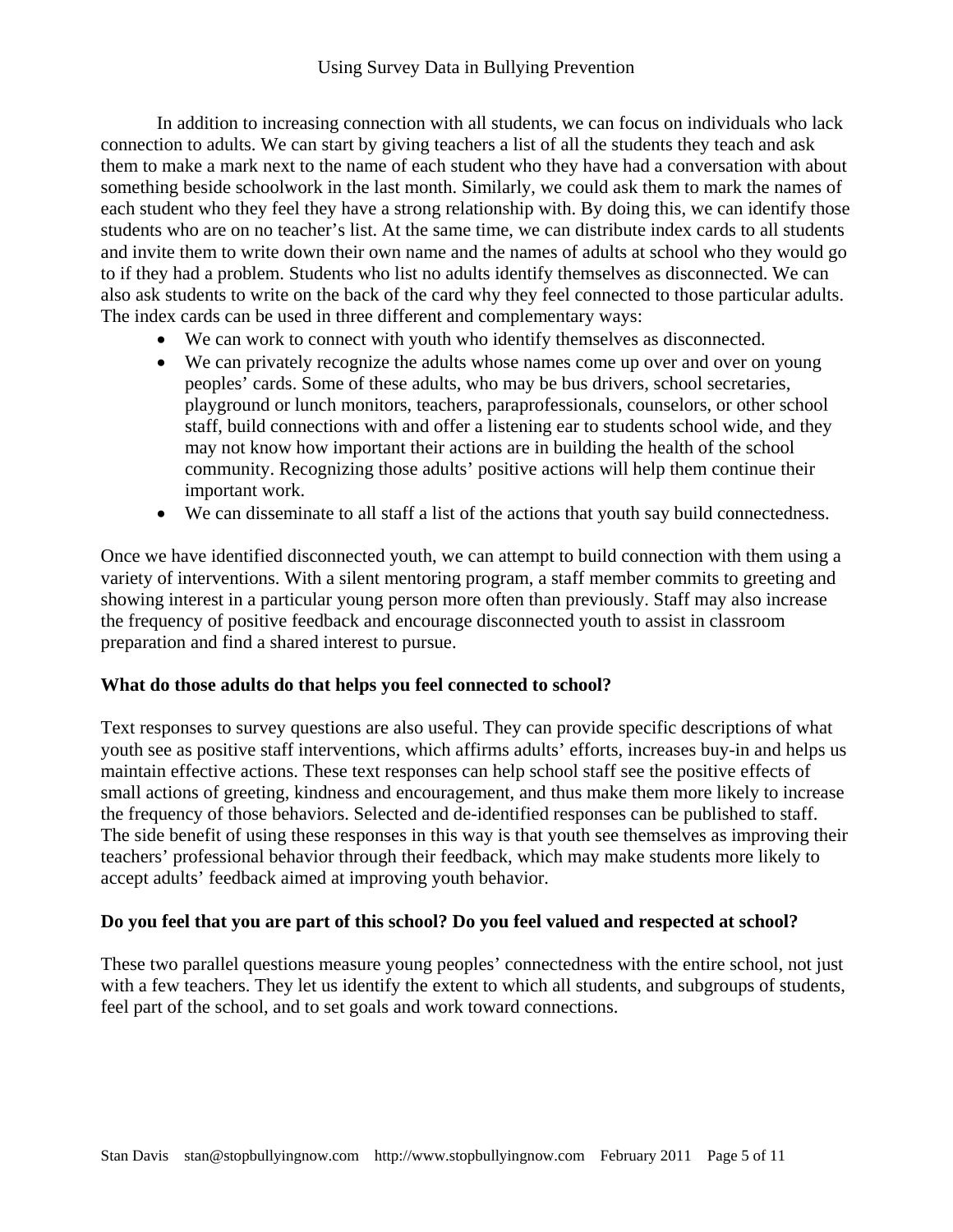In addition to increasing connection with all students, we can focus on individuals who lack connection to adults. We can start by giving teachers a list of all the students they teach and ask them to make a mark next to the name of each student who they have had a conversation with about something beside schoolwork in the last month. Similarly, we could ask them to mark the names of each student who they feel they have a strong relationship with. By doing this, we can identify those students who are on no teacher's list. At the same time, we can distribute index cards to all students and invite them to write down their own name and the names of adults at school who they would go to if they had a problem. Students who list no adults identify themselves as disconnected. We can also ask students to write on the back of the card why they feel connected to those particular adults. The index cards can be used in three different and complementary ways:

- We can work to connect with youth who identify themselves as disconnected.
- We can privately recognize the adults whose names come up over and over on young peoples' cards. Some of these adults, who may be bus drivers, school secretaries, playground or lunch monitors, teachers, paraprofessionals, counselors, or other school staff, build connections with and offer a listening ear to students school wide, and they may not know how important their actions are in building the health of the school community. Recognizing those adults' positive actions will help them continue their important work.
- We can disseminate to all staff a list of the actions that youth say build connectedness.

Once we have identified disconnected youth, we can attempt to build connection with them using a variety of interventions. With a silent mentoring program, a staff member commits to greeting and showing interest in a particular young person more often than previously. Staff may also increase the frequency of positive feedback and encourage disconnected youth to assist in classroom preparation and find a shared interest to pursue.

**What do those adults do that helps you feel connected to school?**

Text responses to survey questions are also useful. They can provide specific descriptions of what youth see as positive staff interventions, which affirms adults' efforts, increases buy-in and helps us maintain effective actions. These text responses can help school staff see the positive effects of small actions of greeting, kindness and encouragement, and thus make them more likely to increase the frequency of those behaviors. Selected and de-identified responses can be published to staff. The side benefit of using these responses in this way is that youth see themselves as improving their teachers' professional behavior through their feedback, which may make students more likely to accept adults' feedback aimed at improving youth behavior.

**Do you feel that you are part of this school? Do you feel valued and respected at school?**

These two parallel questions measure young peoples' connectedness with the entire school, not just with a few teachers. They let us identify the extent to which all students, and subgroups of students, feel part of the school, and to set goals and work toward connections.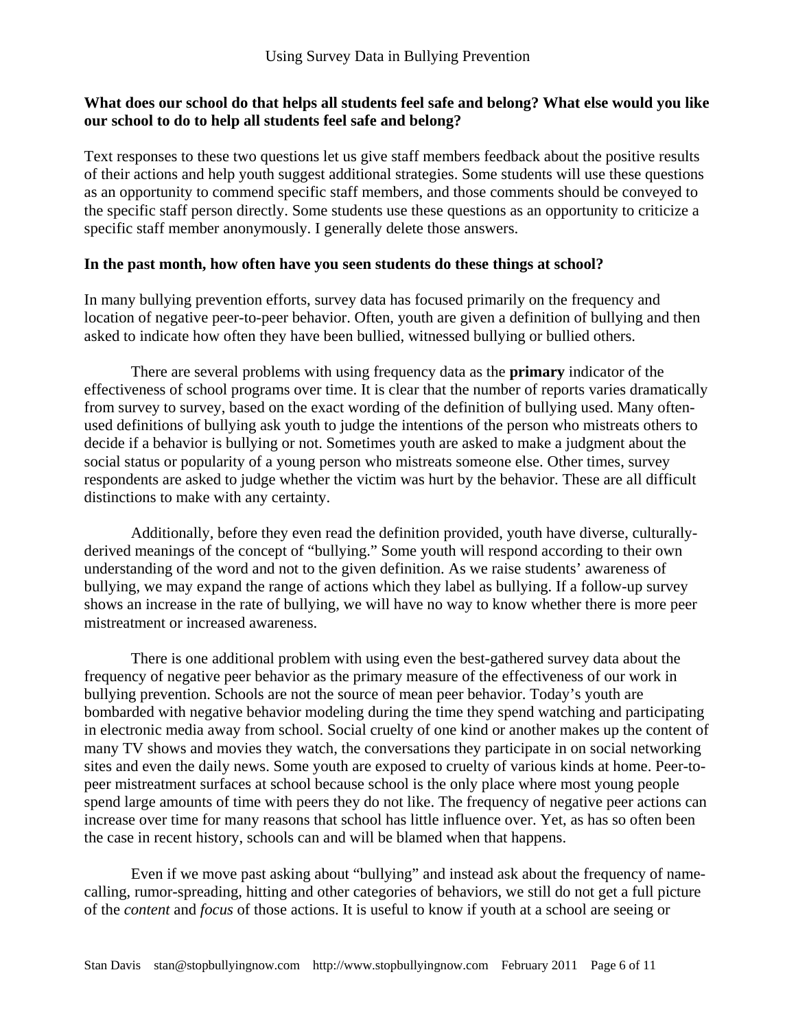**What does our school do that helps all students feel safe and belong? What else would you like our school to do to help all students feel safe and belong?**

Text responses to these two questions let us give staff members feedback about the positive results of their actions and help youth suggest additional strategies. Some students will use these questions as an opportunity to commend specific staff members, and those comments should be conveyed to the specific staff person directly. Some students use these questions as an opportunity to criticize a specific staff member anonymously. I generally delete those answers.

**In the past month, how often have you seen students do these things at school?**

In many bullying prevention efforts, survey data has focused primarily on the frequency and location of negative peer-to-peer behavior. Often, youth are given a definition of bullying and then asked to indicate how often they have been bullied, witnessed bullying or bullied others.

There are several problems with using frequency data as the **primary** indicator of the effectiveness of school programs over time. It is clear that the number of reports varies dramatically from survey to survey, based on the exact wording of the definition of bullying used. Many often-used definitions of bullying ask youth to judge the intentions of the person who mistreats others to decide if a behavior is bullying or not. Sometimes youth are asked to make a judgment about the social status or popularity of a young person who mistreats someone else. Other times, survey respondents are asked to judge whether the victim was hurt by the behavior. These are all difficult distinctions to make with any certainty.

Additionally, before they even read the definition provided, youth have diverse, culturally-derived meanings of the concept of "bullying." Some youth will respond according to their own understanding of the word and not to the given definition. As we raise students' awareness of bullying, we may expand the range of actions which they label as bullying. If a follow-up survey shows an increase in the rate of bullying, we will have no way to know whether there is more peer mistreatment or increased awareness.

There is one additional problem with using even the best-gathered survey data about the frequency of negative peer behavior as the primary measure of the effectiveness of our work in bullying prevention. Schools are not the source of mean peer behavior. Today's youth are bombarded with negative behavior modeling during the time they spend watching and participating in electronic media away from school. Social cruelty of one kind or another makes up the content of many TV shows and movies they watch, the conversations they participate in on social networking sites and even the daily news. Some youth are exposed to cruelty of various kinds at home. Peer-to-peer mistreatment surfaces at school because school is the only place where most young people spend large amounts of time with peers they do not like. The frequency of negative peer actions can increase over time for many reasons that school has little influence over. Yet, as has so often been the case in recent history, schools can and will be blamed when that happens.

Even if we move past asking about "bullying" and instead ask about the frequency of name-calling, rumor-spreading, hitting and other categories of behaviors, we still do not get a full picture of the *content* and *focus* of those actions. It is useful to know if youth at a school are seeing or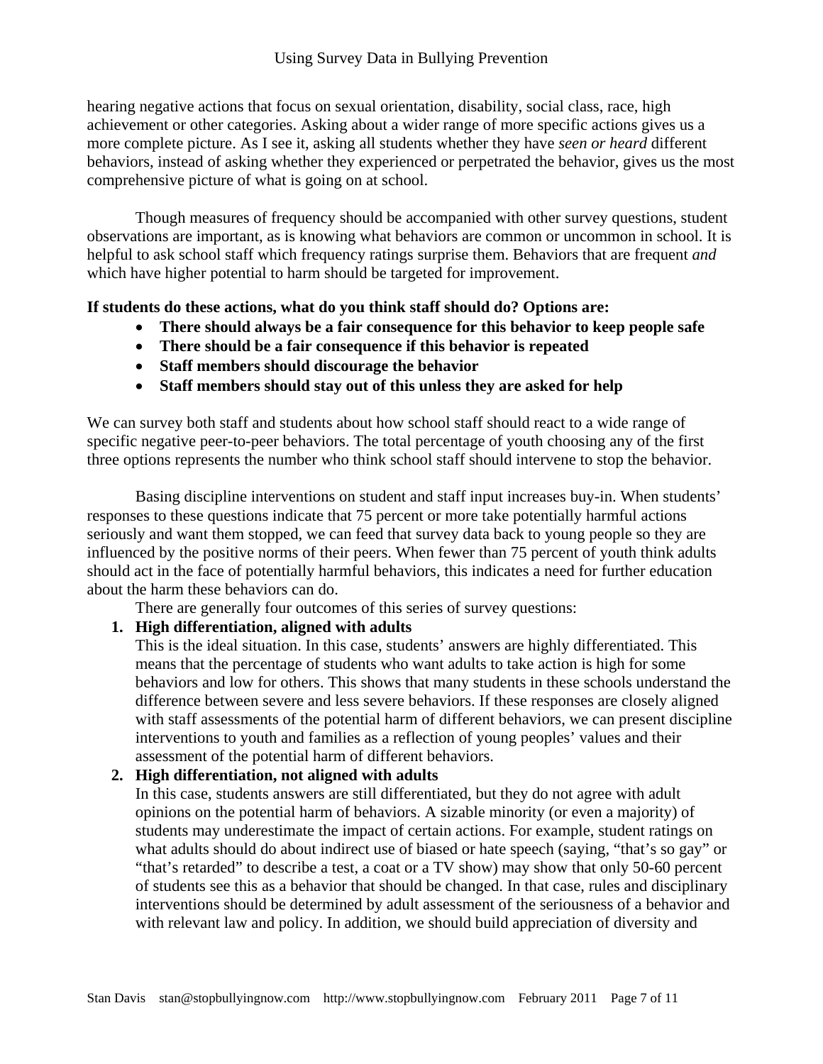hearing negative actions that focus on sexual orientation, disability, social class, race, high achievement or other categories. Asking about a wider range of more specific actions gives us a more complete picture. As I see it, asking all students whether they have *seen or heard* different behaviors, instead of asking whether they experienced or perpetrated the behavior, gives us the most comprehensive picture of what is going on at school.

Though measures of frequency should be accompanied with other survey questions, student observations are important, as is knowing what behaviors are common or uncommon in school. It is helpful to ask school staff which frequency ratings surprise them. Behaviors that are frequent *and* which have higher potential to harm should be targeted for improvement.

**If students do these actions, what do you think staff should do? Options are:**

- **There should always be a fair consequence for this behavior to keep people safe**
- **There should be a fair consequence if this behavior is repeated**
- **Staff members should discourage the behavior**
- **Staff members should stay out of this unless they are asked for help**

We can survey both staff and students about how school staff should react to a wide range of specific negative peer-to-peer behaviors. The total percentage of youth choosing any of the first three options represents the number who think school staff should intervene to stop the behavior.

Basing discipline interventions on student and staff input increases buy-in. When students' responses to these questions indicate that 75 percent or more take potentially harmful actions seriously and want them stopped, we can feed that survey data back to young people so they are influenced by the positive norms of their peers. When fewer than 75 percent of youth think adults should act in the face of potentially harmful behaviors, this indicates a need for further education about the harm these behaviors can do.

There are generally four outcomes of this series of survey questions:

1. **High differentiation, aligned with adults**
   This is the ideal situation. In this case, students' answers are highly differentiated. This means that the percentage of students who want adults to take action is high for some behaviors and low for others. This shows that many students in these schools understand the difference between severe and less severe behaviors. If these responses are closely aligned with staff assessments of the potential harm of different behaviors, we can present discipline interventions to youth and families as a reflection of young peoples' values and their assessment of the potential harm of different behaviors.
2. **High differentiation, not aligned with adults**
   In this case, students answers are still differentiated, but they do not agree with adult opinions on the potential harm of behaviors. A sizable minority (or even a majority) of students may underestimate the impact of certain actions. For example, student ratings on what adults should do about indirect use of biased or hate speech (saying, "that's so gay" or "that's retarded" to describe a test, a coat or a TV show) may show that only 50-60 percent of students see this as a behavior that should be changed. In that case, rules and disciplinary interventions should be determined by adult assessment of the seriousness of a behavior and with relevant law and policy. In addition, we should build appreciation of diversity and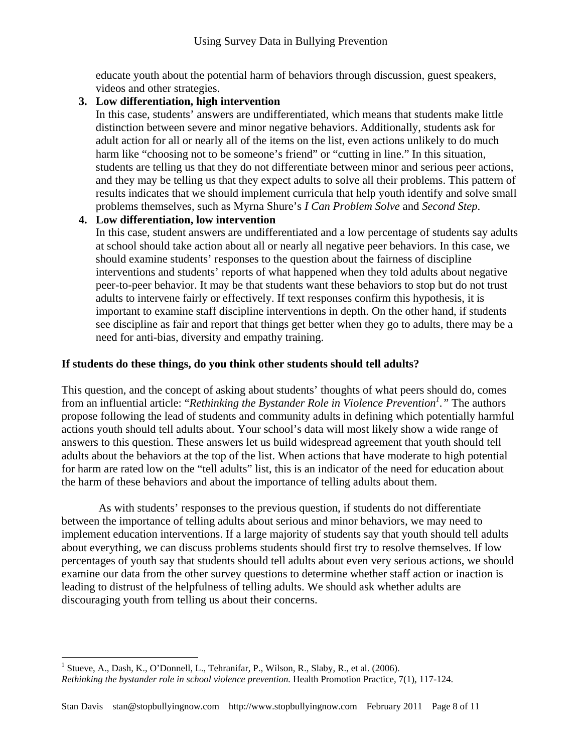educate youth about the potential harm of behaviors through discussion, guest speakers, videos and other strategies.

3. **Low differentiation, high intervention**
   In this case, students' answers are undifferentiated, which means that students make little distinction between severe and minor negative behaviors. Additionally, students ask for adult action for all or nearly all of the items on the list, even actions unlikely to do much harm like "choosing not to be someone's friend" or "cutting in line." In this situation, students are telling us that they do not differentiate between minor and serious peer actions, and they may be telling us that they expect adults to solve all their problems. This pattern of results indicates that we should implement curricula that help youth identify and solve small problems themselves, such as Myrna Shure's *I Can Problem Solve* and *Second Step*.

4. **Low differentiation, low intervention**
   In this case, student answers are undifferentiated and a low percentage of students say adults at school should take action about all or nearly all negative peer behaviors. In this case, we should examine students' responses to the question about the fairness of discipline interventions and students' reports of what happened when they told adults about negative peer-to-peer behavior. It may be that students want these behaviors to stop but do not trust adults to intervene fairly or effectively. If text responses confirm this hypothesis, it is important to examine staff discipline interventions in depth. On the other hand, if students see discipline as fair and report that things get better when they go to adults, there may be a need for anti-bias, diversity and empathy training.

**If students do these things, do you think other students should tell adults?**

This question, and the concept of asking about students' thoughts of what peers should do, comes from an influential article: "*Rethinking the Bystander Role in Violence Prevention*[1]*.*" The authors propose following the lead of students and community adults in defining which potentially harmful actions youth should tell adults about. Your school's data will most likely show a wide range of answers to this question. These answers let us build widespread agreement that youth should tell adults about the behaviors at the top of the list. When actions that have moderate to high potential for harm are rated low on the "tell adults" list, this is an indicator of the need for education about the harm of these behaviors and about the importance of telling adults about them.

As with students' responses to the previous question, if students do not differentiate between the importance of telling adults about serious and minor behaviors, we may need to implement education interventions. If a large majority of students say that youth should tell adults about everything, we can discuss problems students should first try to resolve themselves. If low percentages of youth say that students should tell adults about even very serious actions, we should examine our data from the other survey questions to determine whether staff action or inaction is leading to distrust of the helpfulness of telling adults. We should ask whether adults are discouraging youth from telling us about their concerns.

---

[1] Stueve, A., Dash, K., O'Donnell, L., Tehranifar, P., Wilson, R., Slaby, R., et al. (2006). *Rethinking the bystander role in school violence prevention.* Health Promotion Practice, 7(1), 117-124.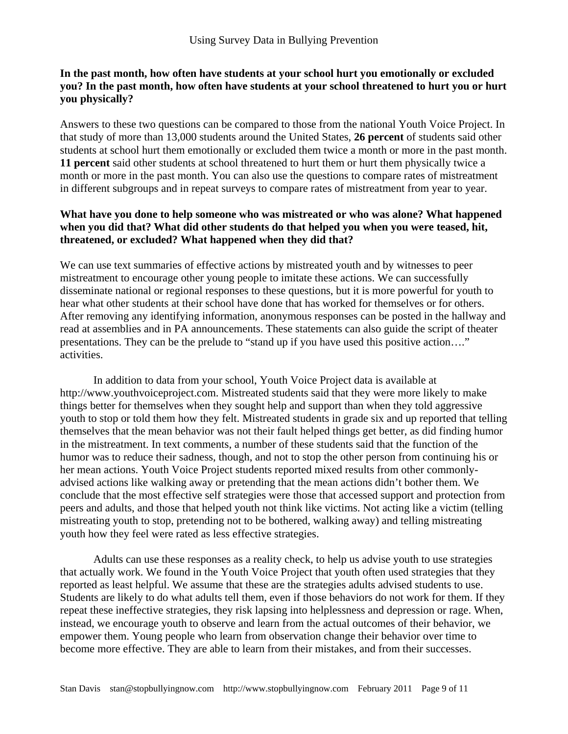**In the past month, how often have students at your school hurt you emotionally or excluded you? In the past month, how often have students at your school threatened to hurt you or hurt you physically?**

Answers to these two questions can be compared to those from the national Youth Voice Project. In that study of more than 13,000 students around the United States, **26 percent** of students said other students at school hurt them emotionally or excluded them twice a month or more in the past month. **11 percent** said other students at school threatened to hurt them or hurt them physically twice a month or more in the past month. You can also use the questions to compare rates of mistreatment in different subgroups and in repeat surveys to compare rates of mistreatment from year to year.

**What have you done to help someone who was mistreated or who was alone? What happened when you did that? What did other students do that helped you when you were teased, hit, threatened, or excluded? What happened when they did that?**

We can use text summaries of effective actions by mistreated youth and by witnesses to peer mistreatment to encourage other young people to imitate these actions. We can successfully disseminate national or regional responses to these questions, but it is more powerful for youth to hear what other students at their school have done that has worked for themselves or for others. After removing any identifying information, anonymous responses can be posted in the hallway and read at assemblies and in PA announcements. These statements can also guide the script of theater presentations. They can be the prelude to "stand up if you have used this positive action…." activities.

In addition to data from your school, Youth Voice Project data is available at http://www.youthvoiceproject.com. Mistreated students said that they were more likely to make things better for themselves when they sought help and support than when they told aggressive youth to stop or told them how they felt. Mistreated students in grade six and up reported that telling themselves that the mean behavior was not their fault helped things get better, as did finding humor in the mistreatment. In text comments, a number of these students said that the function of the humor was to reduce their sadness, though, and not to stop the other person from continuing his or her mean actions. Youth Voice Project students reported mixed results from other commonly-advised actions like walking away or pretending that the mean actions didn't bother them. We conclude that the most effective self strategies were those that accessed support and protection from peers and adults, and those that helped youth not think like victims. Not acting like a victim (telling mistreating youth to stop, pretending not to be bothered, walking away) and telling mistreating youth how they feel were rated as less effective strategies.

Adults can use these responses as a reality check, to help us advise youth to use strategies that actually work. We found in the Youth Voice Project that youth often used strategies that they reported as least helpful. We assume that these are the strategies adults advised students to use. Students are likely to do what adults tell them, even if those behaviors do not work for them. If they repeat these ineffective strategies, they risk lapsing into helplessness and depression or rage. When, instead, we encourage youth to observe and learn from the actual outcomes of their behavior, we empower them. Young people who learn from observation change their behavior over time to become more effective. They are able to learn from their mistakes, and from their successes.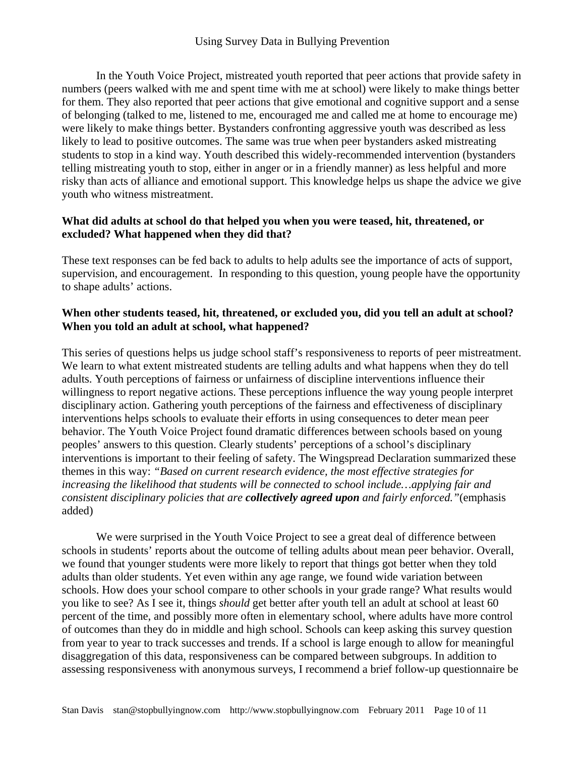In the Youth Voice Project, mistreated youth reported that peer actions that provide safety in numbers (peers walked with me and spent time with me at school) were likely to make things better for them. They also reported that peer actions that give emotional and cognitive support and a sense of belonging (talked to me, listened to me, encouraged me and called me at home to encourage me) were likely to make things better. Bystanders confronting aggressive youth was described as less likely to lead to positive outcomes. The same was true when peer bystanders asked mistreating students to stop in a kind way. Youth described this widely-recommended intervention (bystanders telling mistreating youth to stop, either in anger or in a friendly manner) as less helpful and more risky than acts of alliance and emotional support. This knowledge helps us shape the advice we give youth who witness mistreatment.

**What did adults at school do that helped you when you were teased, hit, threatened, or excluded? What happened when they did that?**

These text responses can be fed back to adults to help adults see the importance of acts of support, supervision, and encouragement. In responding to this question, young people have the opportunity to shape adults' actions.

**When other students teased, hit, threatened, or excluded you, did you tell an adult at school? When you told an adult at school, what happened?**

This series of questions helps us judge school staff's responsiveness to reports of peer mistreatment. We learn to what extent mistreated students are telling adults and what happens when they do tell adults. Youth perceptions of fairness or unfairness of discipline interventions influence their willingness to report negative actions. These perceptions influence the way young people interpret disciplinary action. Gathering youth perceptions of the fairness and effectiveness of disciplinary interventions helps schools to evaluate their efforts in using consequences to deter mean peer behavior. The Youth Voice Project found dramatic differences between schools based on young peoples' answers to this question. Clearly students' perceptions of a school's disciplinary interventions is important to their feeling of safety. The Wingspread Declaration summarized these themes in this way: *"Based on current research evidence, the most effective strategies for increasing the likelihood that students will be connected to school include…applying fair and consistent disciplinary policies that are* ***collectively agreed upon*** *and fairly enforced."*(emphasis added)

We were surprised in the Youth Voice Project to see a great deal of difference between schools in students' reports about the outcome of telling adults about mean peer behavior. Overall, we found that younger students were more likely to report that things got better when they told adults than older students. Yet even within any age range, we found wide variation between schools. How does your school compare to other schools in your grade range? What results would you like to see? As I see it, things *should* get better after youth tell an adult at school at least 60 percent of the time, and possibly more often in elementary school, where adults have more control of outcomes than they do in middle and high school. Schools can keep asking this survey question from year to year to track successes and trends. If a school is large enough to allow for meaningful disaggregation of this data, responsiveness can be compared between subgroups. In addition to assessing responsiveness with anonymous surveys, I recommend a brief follow-up questionnaire be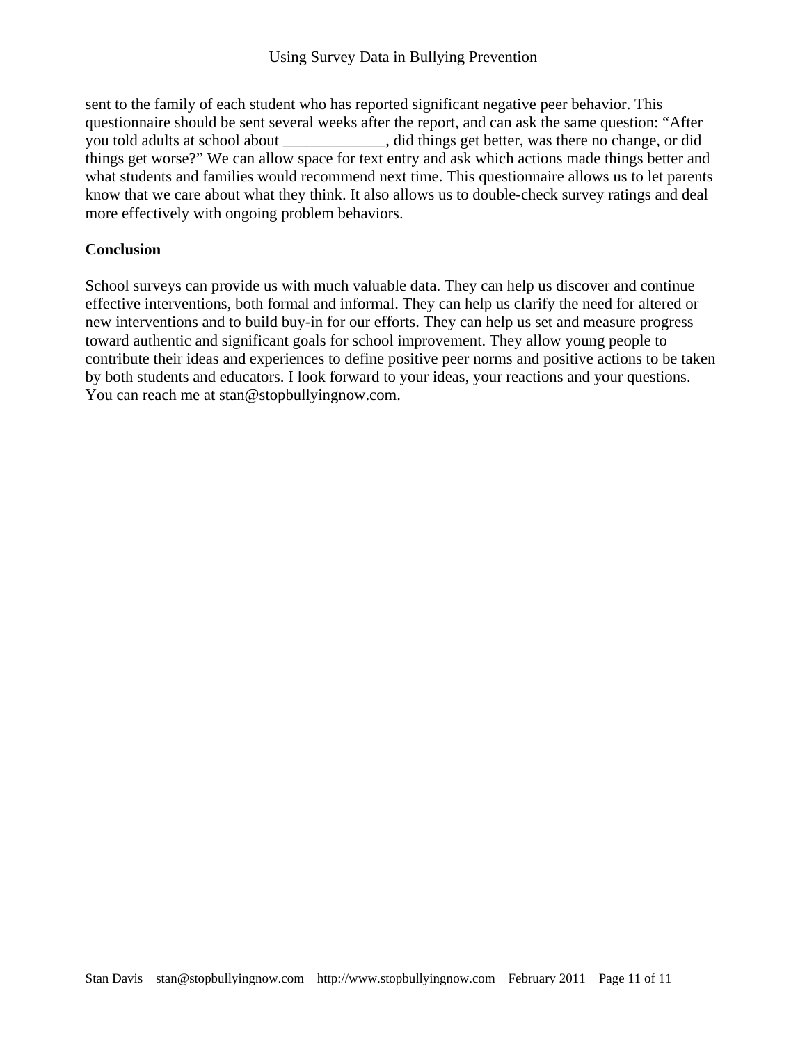sent to the family of each student who has reported significant negative peer behavior. This questionnaire should be sent several weeks after the report, and can ask the same question: "After you told adults at school about _____________, did things get better, was there no change, or did things get worse?" We can allow space for text entry and ask which actions made things better and what students and families would recommend next time. This questionnaire allows us to let parents know that we care about what they think. It also allows us to double-check survey ratings and deal more effectively with ongoing problem behaviors.

**Conclusion**

School surveys can provide us with much valuable data. They can help us discover and continue effective interventions, both formal and informal. They can help us clarify the need for altered or new interventions and to build buy-in for our efforts. They can help us set and measure progress toward authentic and significant goals for school improvement. They allow young people to contribute their ideas and experiences to define positive peer norms and positive actions to be taken by both students and educators. I look forward to your ideas, your reactions and your questions. You can reach me at stan@stopbullyingnow.com.